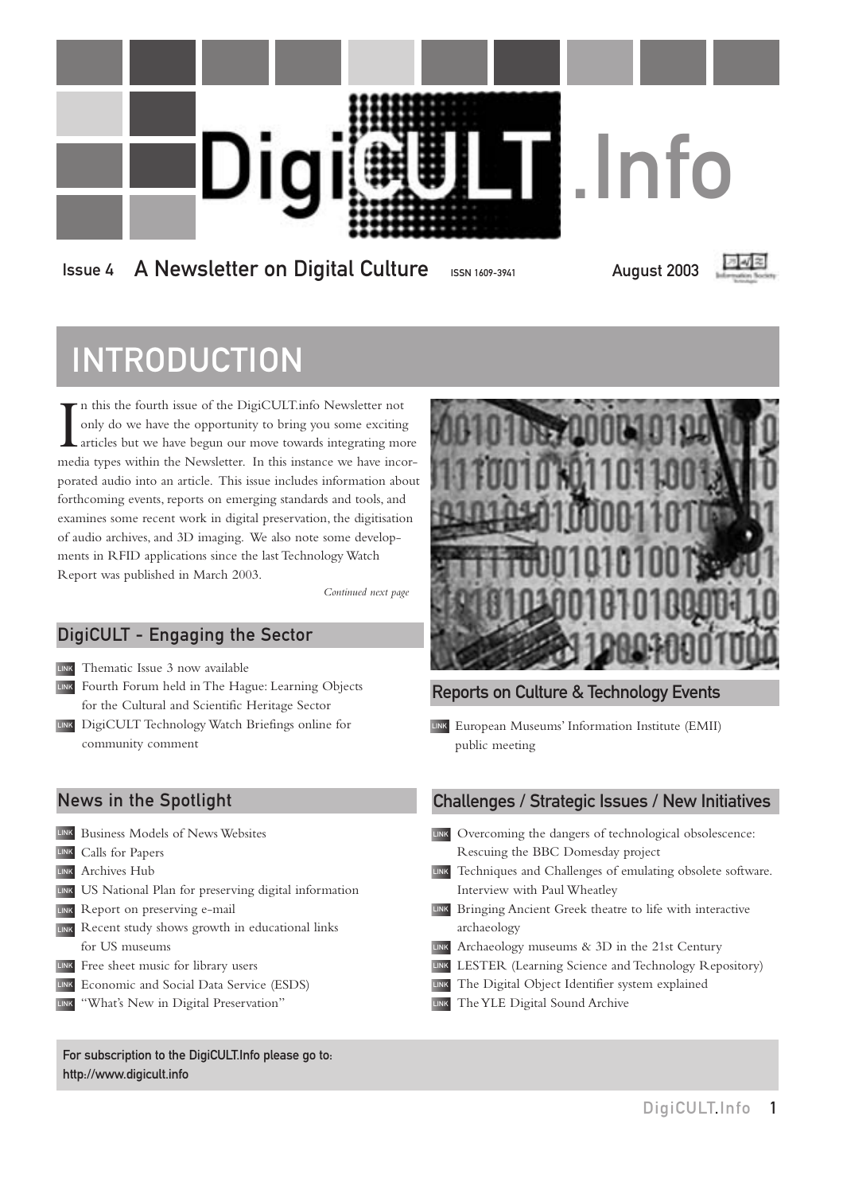# DigiCULT.Info

Issue 4 A Newsletter on Digital Culture ISSN 1609-3941 August 2003

## INTRODUCTION

In this the fourth issue of the DigiCULT.info Newsletter not only do we have the opportunity to bring you some exciting articles but we have begun our move towards integrating more media types within the Newsletter. In this instance we have incorporated audio into an article. This issue includes information about forthcoming events, reports on emerging standards and tools, and examines some recent work in digital preservation, the digitisation of audio archives, and 3D imaging. We also note some developments in RFID applications since the last Technology Watch Report was published in March 2003.

*Continued next page*

### DigiCULT - Engaging the Sector

- Thematic Issue 3 now available
- Fourth Forum held in The Hague: Learning Objects for the Cultural and Scientific Heritage Sector
- DigiCULT Technology Watch Briefings online for community comment

### News in the Spotlight

- Business Models of News Websites
- Calls for Papers
- Archives Hub
- US National Plan for preserving digital information
- Report on preserving e-mail
- Recent study shows growth in educational links for US museums
- Free sheet music for library users
- Economic and Social Data Service (ESDS)
- "What's New in Digital Preservation"

### Reports on Culture & Technology Events

- European Museums' Information Institute (EMII) public meeting

### Challenges / Strategic Issues / New Initiatives

- Overcoming the dangers of technological obsolescence: Rescuing the BBC Domesday project
- Techniques and Challenges of emulating obsolete software. Interview with Paul Wheatley
- Bringing Ancient Greek theatre to life with interactive archaeology
- Archaeology museums & 3D in the 21st Century
- LESTER (Learning Science and Technology Repository)
- The Digital Object Identifier system explained
- The YLE Digital Sound Archive

For subscription to the DigiCULT.Info please go to: http://www.digicult.info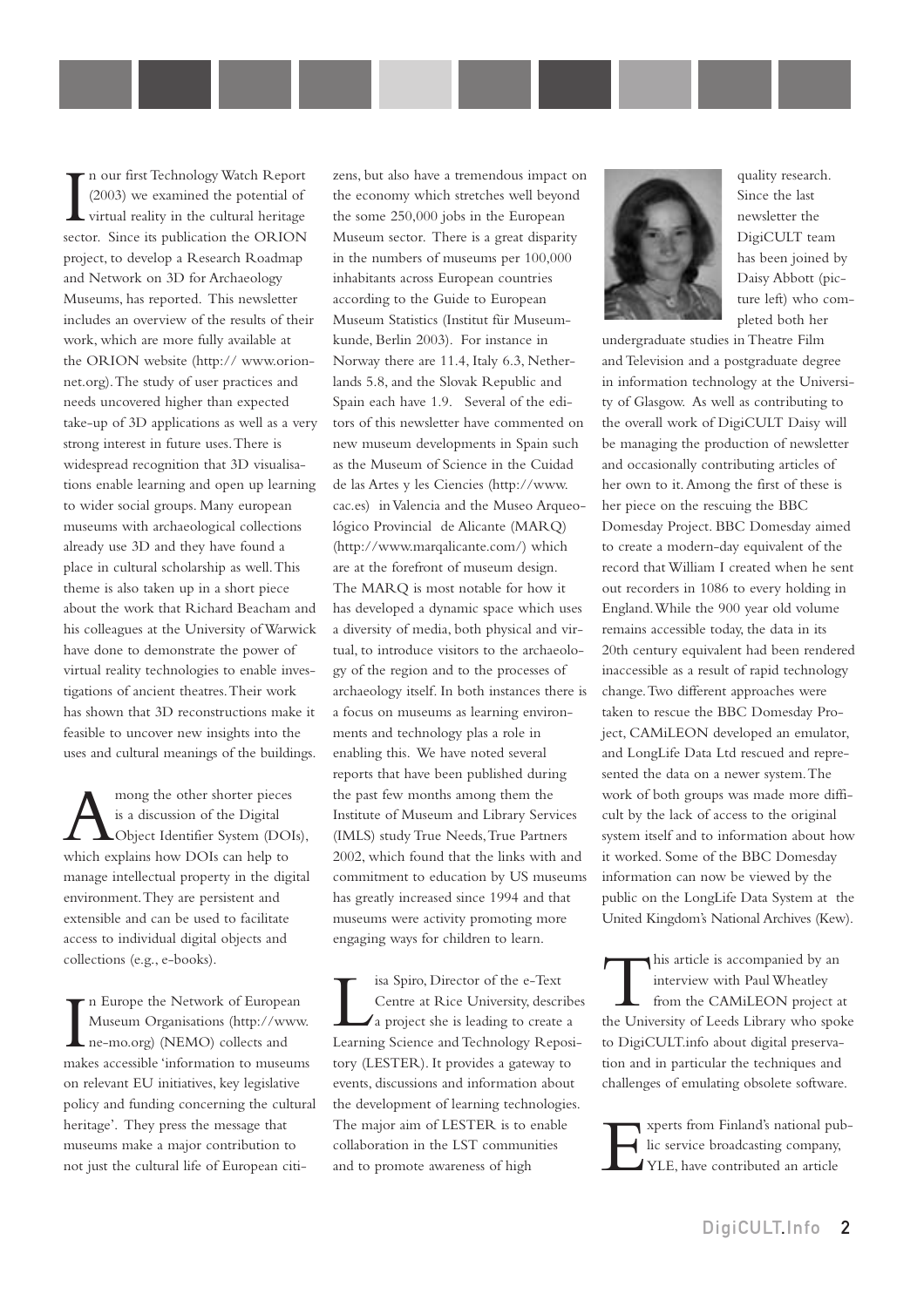In our first Technology Watch Report (2003) we examined the potential of virtual reality in the cultural heritage sector. Since its publication the ORION project, to develop a Research Roadmap and Network on 3D for Archaeology Museums, has reported. This newsletter includes an overview of the results of their work, which are more fully available at the ORION website (http:// www.orion-net.org). The study of user practices and needs uncovered higher than expected take-up of 3D applications as well as a very strong interest in future uses. There is widespread recognition that 3D visualisations enable learning and open up learning to wider social groups. Many european museums with archaeological collections already use 3D and they have found a place in cultural scholarship as well. This theme is also taken up in a short piece about the work that Richard Beacham and his colleagues at the University of Warwick have done to demonstrate the power of virtual reality technologies to enable investigations of ancient theatres. Their work has shown that 3D reconstructions make it feasible to uncover new insights into the uses and cultural meanings of the buildings.

Among the other shorter pieces is a discussion of the Digital Object Identifier System (DOIs), which explains how DOIs can help to manage intellectual property in the digital environment. They are persistent and extensible and can be used to facilitate access to individual digital objects and collections (e.g., e-books).

In Europe the Network of European Museum Organisations (http://www.ne-mo.org) (NEMO) collects and makes accessible 'information to museums on relevant EU initiatives, key legislative policy and funding concerning the cultural heritage'. They press the message that museums make a major contribution to not just the cultural life of European citizens, but also have a tremendous impact on the economy which stretches well beyond the some 250,000 jobs in the European Museum sector. There is a great disparity in the numbers of museums per 100,000 inhabitants across European countries according to the Guide to European Museum Statistics (Institut für Museumkunde, Berlin 2003). For instance in Norway there are 11.4, Italy 6.3, Netherlands 5.8, and the Slovak Republic and Spain each have 1.9. Several of the editors of this newsletter have commented on new museum developments in Spain such as the Museum of Science in the Cuidad de las Artes y les Ciencies (http://www.cac.es) in Valencia and the Museo Arqueológico Provincial de Alicante (MARQ) (http://www.marqalicante.com/) which are at the forefront of museum design. The MARQ is most notable for how it has developed a dynamic space which uses a diversity of media, both physical and virtual, to introduce visitors to the archaeology of the region and to the processes of archaeology itself. In both instances there is a focus on museums as learning environments and technology plas a role in enabling this. We have noted several reports that have been published during the past few months among them the Institute of Museum and Library Services (IMLS) study True Needs, True Partners 2002, which found that the links with and commitment to education by US museums has greatly increased since 1994 and that museums were activity promoting more engaging ways for children to learn.

Lisa Spiro, Director of the e-Text Centre at Rice University, describes a project she is leading to create a Learning Science and Technology Repository (LESTER). It provides a gateway to events, discussions and information about the development of learning technologies. The major aim of LESTER is to enable collaboration in the LST communities and to promote awareness of high quality research. Since the last newsletter the DigiCULT team has been joined by Daisy Abbott (picture left) who completed both her undergraduate studies in Theatre Film and Television and a postgraduate degree in information technology at the University of Glasgow. As well as contributing to the overall work of DigiCULT Daisy will be managing the production of newsletter and occasionally contributing articles of her own to it. Among the first of these is her piece on the rescuing the BBC Domesday Project. BBC Domesday aimed to create a modern-day equivalent of the record that William I created when he sent out recorders in 1086 to every holding in England. While the 900 year old volume remains accessible today, the data in its 20th century equivalent had been rendered inaccessible as a result of rapid technology change. Two different approaches were taken to rescue the BBC Domesday Project, CAMiLEON developed an emulator, and LongLife Data Ltd rescued and represented the data on a newer system. The work of both groups was made more difficult by the lack of access to the original system itself and to information about how it worked. Some of the BBC Domesday information can now be viewed by the public on the LongLife Data System at the United Kingdom's National Archives (Kew).

This article is accompanied by an interview with Paul Wheatley from the CAMiLEON project at the University of Leeds Library who spoke to DigiCULT.info about digital preservation and in particular the techniques and challenges of emulating obsolete software.

Experts from Finland's national public service broadcasting company, YLE, have contributed an article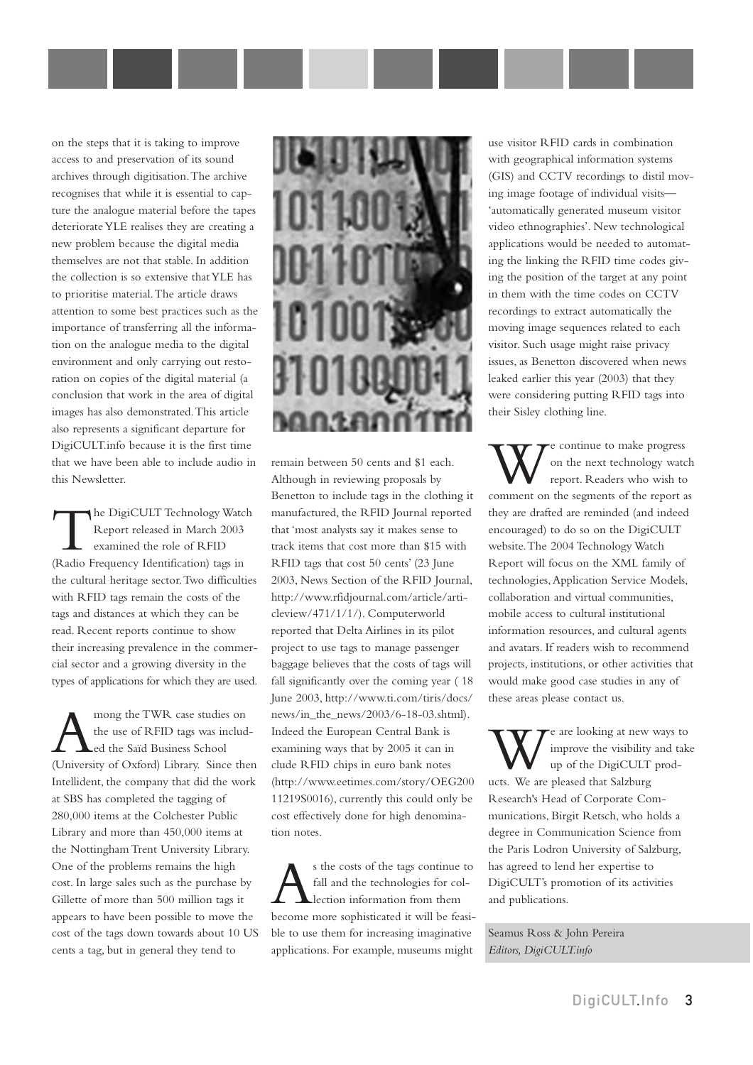on the steps that it is taking to improve access to and preservation of its sound archives through digitisation. The archive recognises that while it is essential to capture the analogue material before the tapes deteriorate YLE realises they are creating a new problem because the digital media themselves are not that stable. In addition the collection is so extensive that YLE has to prioritise material. The article draws attention to some best practices such as the importance of transferring all the information on the analogue media to the digital environment and only carrying out restoration on copies of the digital material (a conclusion that work in the area of digital images has also demonstrated. This article also represents a significant departure for DigiCULT.info because it is the first time that we have been able to include audio in this Newsletter.

The DigiCULT Technology Watch Report released in March 2003 examined the role of RFID (Radio Frequency Identification) tags in the cultural heritage sector. Two difficulties with RFID tags remain the costs of the tags and distances at which they can be read. Recent reports continue to show their increasing prevalence in the commercial sector and a growing diversity in the types of applications for which they are used.

Among the TWR case studies on the use of RFID tags was included the Saïd Business School (University of Oxford) Library. Since then Intellident, the company that did the work at SBS has completed the tagging of 280,000 items at the Colchester Public Library and more than 450,000 items at the Nottingham Trent University Library. One of the problems remains the high cost. In large sales such as the purchase by Gillette of more than 500 million tags it appears to have been possible to move the cost of the tags down towards about 10 US cents a tag, but in general they tend to remain between 50 cents and $1 each. Although in reviewing proposals by Benetton to include tags in the clothing it manufactured, the RFID Journal reported that 'most analysts say it makes sense to track items that cost more than $15 with RFID tags that cost 50 cents' (23 June 2003, News Section of the RFID Journal, http://www.rfidjournal.com/article/articleview/471/1/1/). Computerworld reported that Delta Airlines in its pilot project to use tags to manage passenger baggage believes that the costs of tags will fall significantly over the coming year ( 18 June 2003, http://www.ti.com/tiris/docs/news/in_the_news/2003/6-18-03.shtml). Indeed the European Central Bank is examining ways that by 2005 it can include RFID chips in euro bank notes (http://www.eetimes.com/story/OEG20011219S0016), currently this could only be cost effectively done for high denomination notes.

As the costs of the tags continue to fall and the technologies for collection information from them become more sophisticated it will be feasible to use them for increasing imaginative applications. For example, museums might use visitor RFID cards in combination with geographical information systems (GIS) and CCTV recordings to distil moving image footage of individual visits—'automatically generated museum visitor video ethnographies'. New technological applications would be needed to automating the linking the RFID time codes giving the position of the target at any point in them with the time codes on CCTV recordings to extract automatically the moving image sequences related to each visitor. Such usage might raise privacy issues, as Benetton discovered when news leaked earlier this year (2003) that they were considering putting RFID tags into their Sisley clothing line.

We continue to make progress on the next technology watch report. Readers who wish to comment on the segments of the report as they are drafted are reminded (and indeed encouraged) to do so on the DigiCULT website. The 2004 Technology Watch Report will focus on the XML family of technologies, Application Service Models, collaboration and virtual communities, mobile access to cultural institutional information resources, and cultural agents and avatars. If readers wish to recommend projects, institutions, or other activities that would make good case studies in any of these areas please contact us.

We are looking at new ways to improve the visibility and take up of the DigiCULT products. We are pleased that Salzburg Research's Head of Corporate Communications, Birgit Retsch, who holds a degree in Communication Science from the Paris Lodron University of Salzburg, has agreed to lend her expertise to DigiCULT's promotion of its activities and publications.

Seamus Ross & John Pereira
*Editors, DigiCULT.info*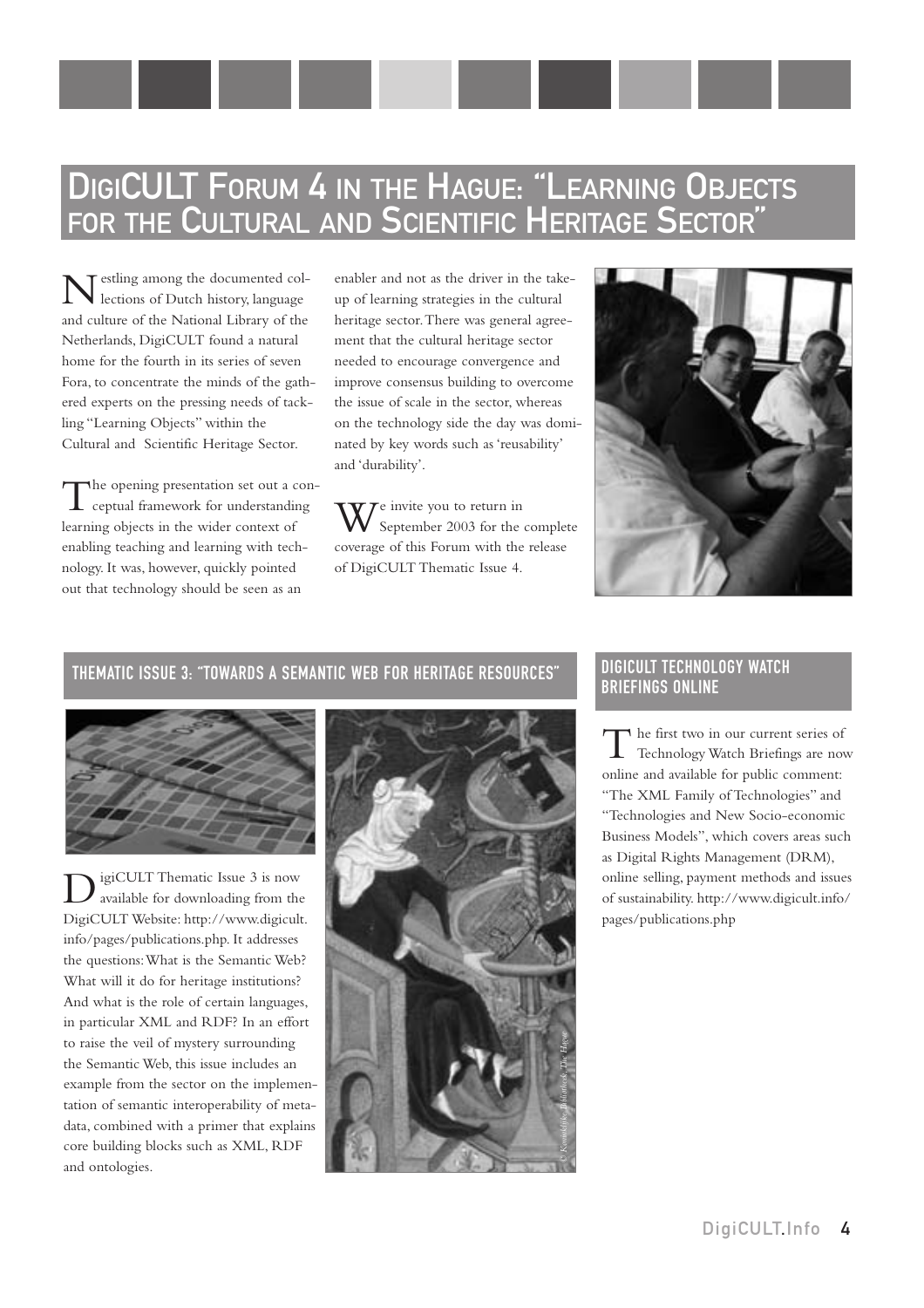# DigiCULT Forum 4 in the Hague: "Learning Objects for the Cultural and Scientific Heritage Sector"

Nestling among the documented collections of Dutch history, language and culture of the National Library of the Netherlands, DigiCULT found a natural home for the fourth in its series of seven Fora, to concentrate the minds of the gathered experts on the pressing needs of tackling "Learning Objects" within the Cultural and Scientific Heritage Sector.

The opening presentation set out a conceptual framework for understanding learning objects in the wider context of enabling teaching and learning with technology. It was, however, quickly pointed out that technology should be seen as an enabler and not as the driver in the take-up of learning strategies in the cultural heritage sector. There was general agreement that the cultural heritage sector needed to encourage convergence and improve consensus building to overcome the issue of scale in the sector, whereas on the technology side the day was dominated by key words such as 'reusability' and 'durability'.

We invite you to return in September 2003 for the complete coverage of this Forum with the release of DigiCULT Thematic Issue 4.

## Thematic Issue 3: "Towards a Semantic Web for Heritage Resources"

DigiCULT Thematic Issue 3 is now available for downloading from the DigiCULT Website: http://www.digicult.info/pages/publications.php. It addresses the questions: What is the Semantic Web? What will it do for heritage institutions? And what is the role of certain languages, in particular XML and RDF? In an effort to raise the veil of mystery surrounding the Semantic Web, this issue includes an example from the sector on the implementation of semantic interoperability of metadata, combined with a primer that explains core building blocks such as XML, RDF and ontologies.

© Koninklijke Bibliotheek, The Hague

## DigiCULT Technology Watch Briefings Online

The first two in our current series of Technology Watch Briefings are now online and available for public comment: "The XML Family of Technologies" and "Technologies and New Socio-economic Business Models", which covers areas such as Digital Rights Management (DRM), online selling, payment methods and issues of sustainability. http://www.digicult.info/pages/publications.php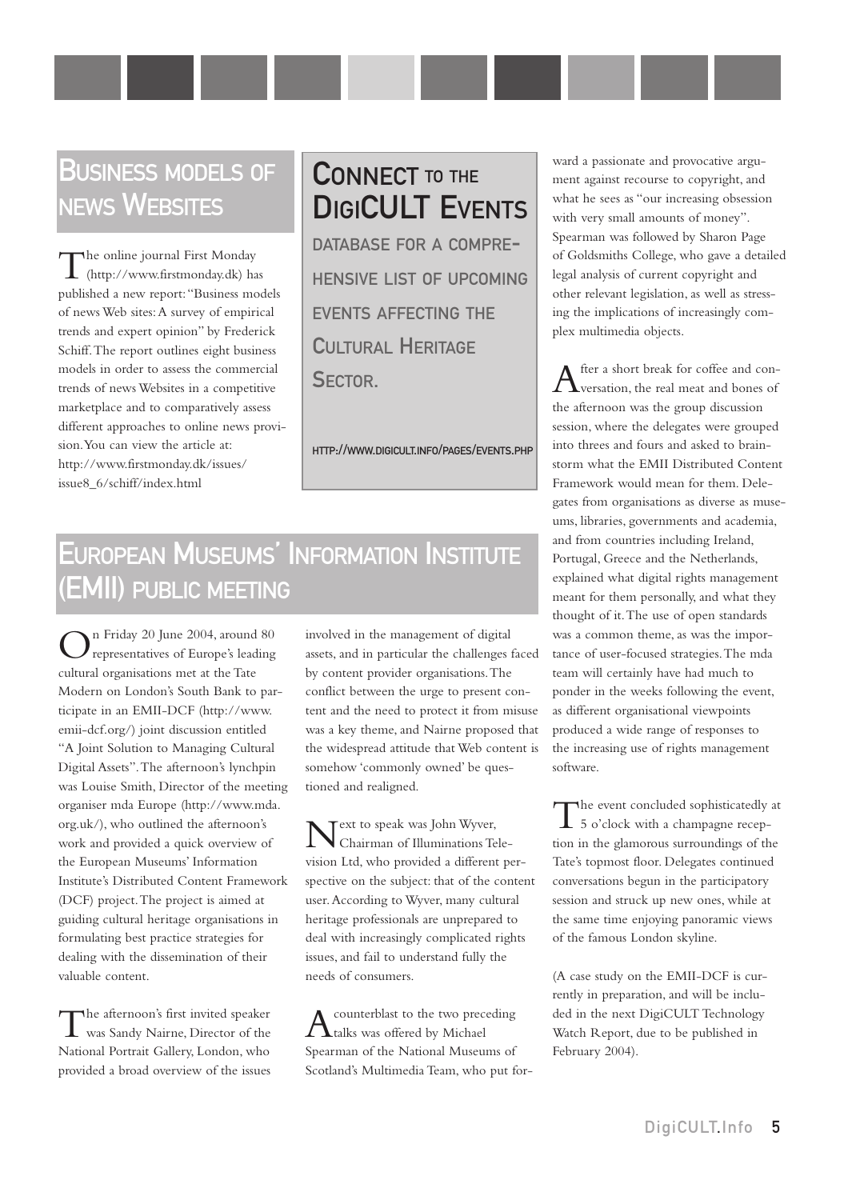## Business models of news Websites

The online journal First Monday (http://www.firstmonday.dk) has published a new report: "Business models of news Web sites: A survey of empirical trends and expert opinion" by Frederick Schiff. The report outlines eight business models in order to assess the commercial trends of news Websites in a competitive marketplace and to comparatively assess different approaches to online news provision. You can view the article at: http://www.firstmonday.dk/issues/issue8_6/schiff/index.html

## Connect to the DigiCULT Events

database for a comprehensive list of upcoming events affecting the Cultural Heritage Sector.

http://www.digicult.info/pages/events.php

## European Museums' Information Institute (EMII) public meeting

On Friday 20 June 2004, around 80 representatives of Europe's leading cultural organisations met at the Tate Modern on London's South Bank to participate in an EMII-DCF (http://www.emii-dcf.org/) joint discussion entitled "A Joint Solution to Managing Cultural Digital Assets". The afternoon's lynchpin was Louise Smith, Director of the meeting organiser mda Europe (http://www.mda.org.uk/), who outlined the afternoon's work and provided a quick overview of the European Museums' Information Institute's Distributed Content Framework (DCF) project. The project is aimed at guiding cultural heritage organisations in formulating best practice strategies for dealing with the dissemination of their valuable content.

The afternoon's first invited speaker was Sandy Nairne, Director of the National Portrait Gallery, London, who provided a broad overview of the issues involved in the management of digital assets, and in particular the challenges faced by content provider organisations. The conflict between the urge to present content and the need to protect it from misuse was a key theme, and Nairne proposed that the widespread attitude that Web content is somehow 'commonly owned' be questioned and realigned.

Next to speak was John Wyver, Chairman of Illuminations Television Ltd, who provided a different perspective on the subject: that of the content user. According to Wyver, many cultural heritage professionals are unprepared to deal with increasingly complicated rights issues, and fail to understand fully the needs of consumers.

A counterblast to the two preceding talks was offered by Michael Spearman of the National Museums of Scotland's Multimedia Team, who put forward a passionate and provocative argument against recourse to copyright, and what he sees as "our increasing obsession with very small amounts of money". Spearman was followed by Sharon Page of Goldsmiths College, who gave a detailed legal analysis of current copyright and other relevant legislation, as well as stressing the implications of increasingly complex multimedia objects.

After a short break for coffee and conversation, the real meat and bones of the afternoon was the group discussion session, where the delegates were grouped into threes and fours and asked to brainstorm what the EMII Distributed Content Framework would mean for them. Delegates from organisations as diverse as museums, libraries, governments and academia, and from countries including Ireland, Portugal, Greece and the Netherlands, explained what digital rights management meant for them personally, and what they thought of it. The use of open standards was a common theme, as was the importance of user-focused strategies. The mda team will certainly have had much to ponder in the weeks following the event, as different organisational viewpoints produced a wide range of responses to the increasing use of rights management software.

The event concluded sophisticatedly at 5 o'clock with a champagne reception in the glamorous surroundings of the Tate's topmost floor. Delegates continued conversations begun in the participatory session and struck up new ones, while at the same time enjoying panoramic views of the famous London skyline.

(A case study on the EMII-DCF is currently in preparation, and will be included in the next DigiCULT Technology Watch Report, due to be published in February 2004).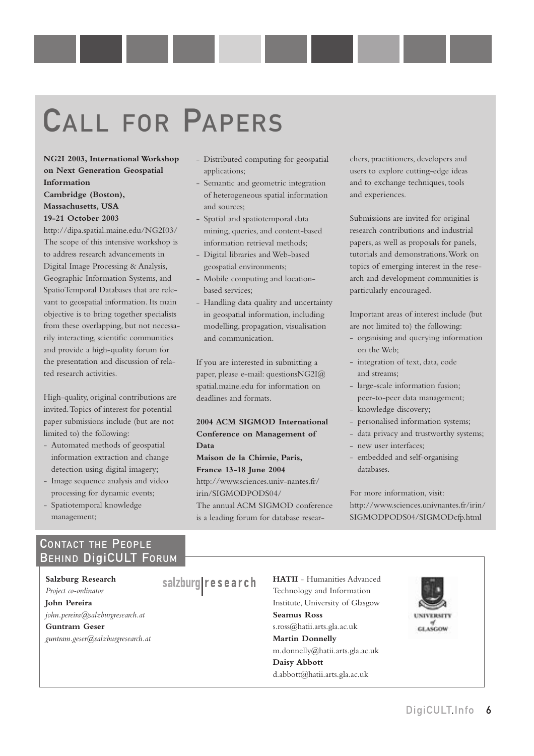# Call for Papers

**NG2I 2003, International Workshop on Next Generation Geospatial Information**
**Cambridge (Boston), Massachusetts, USA**
**19-21 October 2003**

http://dipa.spatial.maine.edu/NG2I03/

The scope of this intensive workshop is to address research advancements in Digital Image Processing & Analysis, Geographic Information Systems, and SpatioTemporal Databases that are relevant to geospatial information. Its main objective is to bring together specialists from these overlapping, but not necessarily interacting, scientific communities and provide a high-quality forum for the presentation and discussion of related research activities.

High-quality, original contributions are invited. Topics of interest for potential paper submissions include (but are not limited to) the following:

- Automated methods of geospatial information extraction and change detection using digital imagery;
- Image sequence analysis and video processing for dynamic events;
- Spatiotemporal knowledge management;
- Distributed computing for geospatial applications;
- Semantic and geometric integration of heterogeneous spatial information and sources;
- Spatial and spatiotemporal data mining, queries, and content-based information retrieval methods;
- Digital libraries and Web-based geospatial environments;
- Mobile computing and location-based services;
- Handling data quality and uncertainty in geospatial information, including modelling, propagation, visualisation and communication.

If you are interested in submitting a paper, please e-mail: questionsNG2I@spatial.maine.edu for information on deadlines and formats.

**2004 ACM SIGMOD International Conference on Management of Data**
**Maison de la Chimie, Paris, France 13-18 June 2004**

http://www.sciences.univ-nantes.fr/irin/SIGMODPODS04/

The annual ACM SIGMOD conference is a leading forum for database researchers, practitioners, developers and users to explore cutting-edge ideas and to exchange techniques, tools and experiences.

Submissions are invited for original research contributions and industrial papers, as well as proposals for panels, tutorials and demonstrations. Work on topics of emerging interest in the research and development communities is particularly encouraged.

Important areas of interest include (but are not limited to) the following:

- organising and querying information on the Web;
- integration of text, data, code and streams;
- large-scale information fusion; peer-to-peer data management;
- knowledge discovery;
- personalised information systems;
- data privacy and trustworthy systems;
- new user interfaces;
- embedded and self-organising databases.

For more information, visit: http://www.sciences.univnantes.fr/irin/SIGMODPODS04/SIGMODcfp.html

## Contact the People Behind DigiCULT Forum

**Salzburg Research**
*Project co-ordinator*
**John Pereira**
*john.pereira@salzburgresearch.at*
**Guntram Geser**
*guntram.geser@salzburgresearch.at*

**HATII** - Humanities Advanced Technology and Information Institute, University of Glasgow
**Seamus Ross**
s.ross@hatii.arts.gla.ac.uk
**Martin Donnelly**
m.donnelly@hatii.arts.gla.ac.uk
**Daisy Abbott**
d.abbott@hatii.arts.gla.ac.uk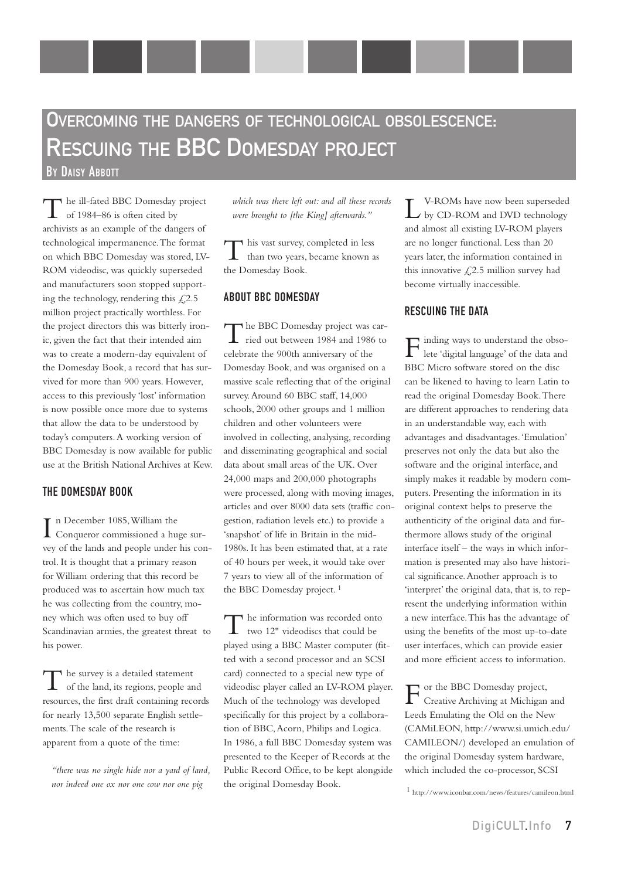# Overcoming the dangers of technological obsolescence: Rescuing the BBC Domesday project

By Daisy Abbott

The ill-fated BBC Domesday project of 1984–86 is often cited by archivists as an example of the dangers of technological impermanence. The format on which BBC Domesday was stored, LV-ROM videodisc, was quickly superseded and manufacturers soon stopped supporting the technology, rendering this £2.5 million project practically worthless. For the project directors this was bitterly ironic, given the fact that their intended aim was to create a modern-day equivalent of the Domesday Book, a record that has survived for more than 900 years. However, access to this previously 'lost' information is now possible once more due to systems that allow the data to be understood by today's computers. A working version of BBC Domesday is now available for public use at the British National Archives at Kew.

## THE DOMESDAY BOOK

In December 1085, William the Conqueror commissioned a huge survey of the lands and people under his control. It is thought that a primary reason for William ordering that this record be produced was to ascertain how much tax he was collecting from the country, money which was often used to buy off Scandinavian armies, the greatest threat to his power.

The survey is a detailed statement of the land, its regions, people and resources, the first draft containing records for nearly 13,500 separate English settlements. The scale of the research is apparent from a quote of the time:

> *"there was no single hide nor a yard of land, nor indeed one ox nor one cow nor one pig which was there left out: and all these records were brought to [the King] afterwards."*

This vast survey, completed in less than two years, became known as the Domesday Book.

## ABOUT BBC DOMESDAY

The BBC Domesday project was carried out between 1984 and 1986 to celebrate the 900th anniversary of the Domesday Book, and was organised on a massive scale reflecting that of the original survey. Around 60 BBC staff, 14,000 schools, 2000 other groups and 1 million children and other volunteers were involved in collecting, analysing, recording and disseminating geographical and social data about small areas of the UK. Over 24,000 maps and 200,000 photographs were processed, along with moving images, articles and over 8000 data sets (traffic congestion, radiation levels etc.) to provide a 'snapshot' of life in Britain in the mid-1980s. It has been estimated that, at a rate of 40 hours per week, it would take over 7 years to view all of the information of the BBC Domesday project. [1]

The information was recorded onto two 12" videodiscs that could be played using a BBC Master computer (fitted with a second processor and an SCSI card) connected to a special new type of videodisc player called an LV-ROM player. Much of the technology was developed specifically for this project by a collaboration of BBC, Acorn, Philips and Logica. In 1986, a full BBC Domesday system was presented to the Keeper of Records at the Public Record Office, to be kept alongside the original Domesday Book.

LV-ROMs have now been superseded by CD-ROM and DVD technology and almost all existing LV-ROM players are no longer functional. Less than 20 years later, the information contained in this innovative £2.5 million survey had become virtually inaccessible.

## RESCUING THE DATA

Finding ways to understand the obsolete 'digital language' of the data and BBC Micro software stored on the disc can be likened to having to learn Latin to read the original Domesday Book. There are different approaches to rendering data in an understandable way, each with advantages and disadvantages. 'Emulation' preserves not only the data but also the software and the original interface, and simply makes it readable by modern computers. Presenting the information in its original context helps to preserve the authenticity of the original data and furthermore allows study of the original interface itself – the ways in which information is presented may also have historical significance. Another approach is to 'interpret' the original data, that is, to represent the underlying information within a new interface. This has the advantage of using the benefits of the most up-to-date user interfaces, which can provide easier and more efficient access to information.

For the BBC Domesday project, Creative Archiving at Michigan and Leeds Emulating the Old on the New (CAMiLEON, http://www.si.umich.edu/CAMILEON/) developed an emulation of the original Domesday system hardware, which included the co-processor, SCSI

[1] http://www.iconbar.com/news/features/camileon.html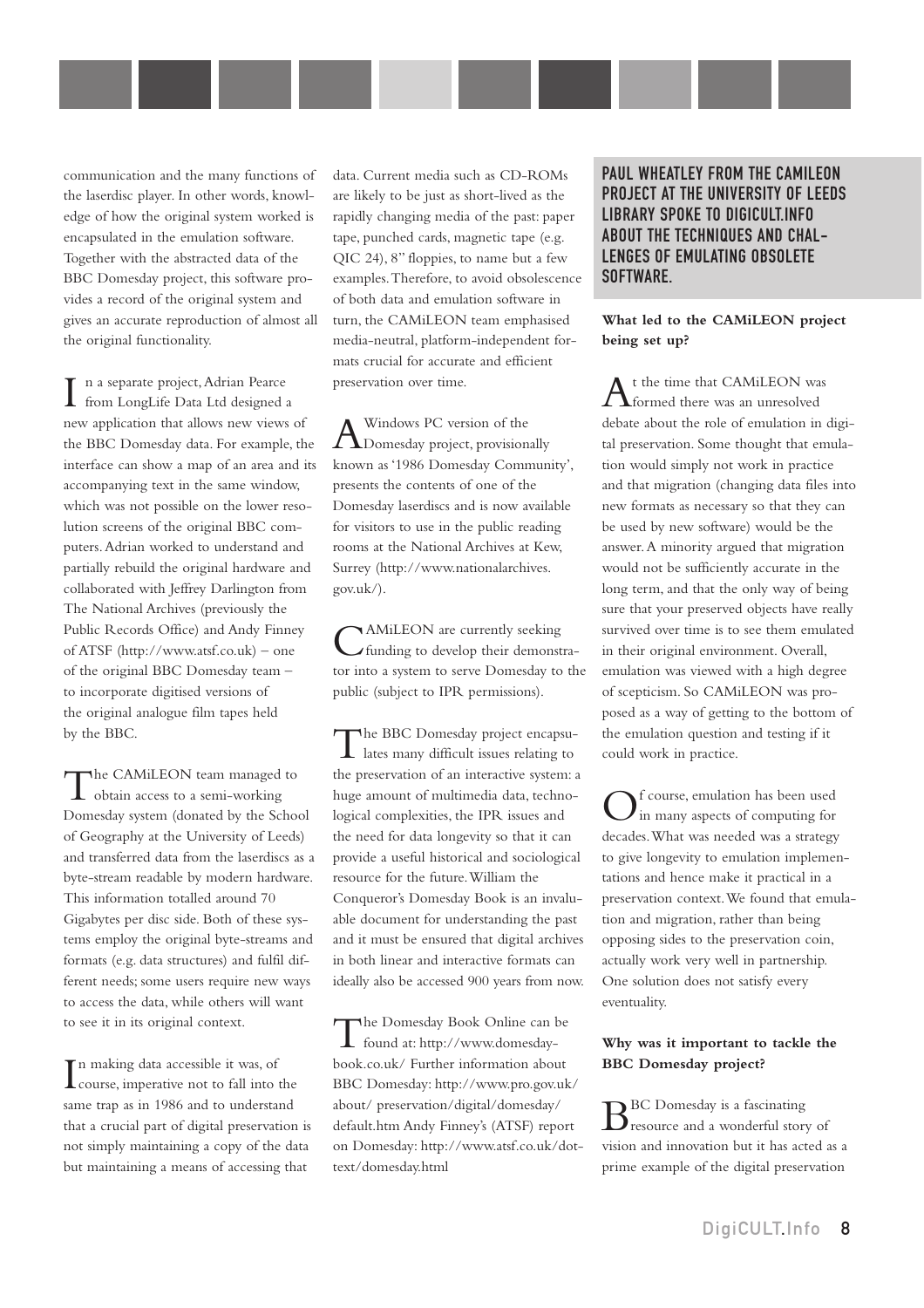communication and the many functions of the laserdisc player. In other words, knowledge of how the original system worked is encapsulated in the emulation software. Together with the abstracted data of the BBC Domesday project, this software provides a record of the original system and gives an accurate reproduction of almost all the original functionality.

In a separate project, Adrian Pearce from LongLife Data Ltd designed a new application that allows new views of the BBC Domesday data. For example, the interface can show a map of an area and its accompanying text in the same window, which was not possible on the lower resolution screens of the original BBC computers. Adrian worked to understand and partially rebuild the original hardware and collaborated with Jeffrey Darlington from The National Archives (previously the Public Records Office) and Andy Finney of ATSF (http://www.atsf.co.uk) – one of the original BBC Domesday team – to incorporate digitised versions of the original analogue film tapes held by the BBC.

The CAMiLEON team managed to obtain access to a semi-working Domesday system (donated by the School of Geography at the University of Leeds) and transferred data from the laserdiscs as a byte-stream readable by modern hardware. This information totalled around 70 Gigabytes per disc side. Both of these systems employ the original byte-streams and formats (e.g. data structures) and fulfil different needs; some users require new ways to access the data, while others will want to see it in its original context.

In making data accessible it was, of course, imperative not to fall into the same trap as in 1986 and to understand that a crucial part of digital preservation is not simply maintaining a copy of the data but maintaining a means of accessing that data. Current media such as CD-ROMs are likely to be just as short-lived as the rapidly changing media of the past: paper tape, punched cards, magnetic tape (e.g. QIC 24), 8" floppies, to name but a few examples. Therefore, to avoid obsolescence of both data and emulation software in turn, the CAMiLEON team emphasised media-neutral, platform-independent formats crucial for accurate and efficient preservation over time.

A Windows PC version of the Domesday project, provisionally known as '1986 Domesday Community', presents the contents of one of the Domesday laserdiscs and is now available for visitors to use in the public reading rooms at the National Archives at Kew, Surrey (http://www.nationalarchives.gov.uk/).

CAMiLEON are currently seeking funding to develop their demonstrator into a system to serve Domesday to the public (subject to IPR permissions).

The BBC Domesday project encapsulates many difficult issues relating to the preservation of an interactive system: a huge amount of multimedia data, technological complexities, the IPR issues and the need for data longevity so that it can provide a useful historical and sociological resource for the future. William the Conqueror's Domesday Book is an invaluable document for understanding the past and it must be ensured that digital archives in both linear and interactive formats can ideally also be accessed 900 years from now.

The Domesday Book Online can be found at: http://www.domesdaybook.co.uk/ Further information about BBC Domesday: http://www.pro.gov.uk/about/ preservation/digital/domesday/default.htm Andy Finney's (ATSF) report on Domesday: http://www.atsf.co.uk/dottext/domesday.html

## PAUL WHEATLEY FROM THE CAMILEON PROJECT AT THE UNIVERSITY OF LEEDS LIBRARY SPOKE TO DIGICULT.INFO ABOUT THE TECHNIQUES AND CHALLENGES OF EMULATING OBSOLETE SOFTWARE.

**What led to the CAMiLEON project being set up?**

At the time that CAMiLEON was formed there was an unresolved debate about the role of emulation in digital preservation. Some thought that emulation would simply not work in practice and that migration (changing data files into new formats as necessary so that they can be used by new software) would be the answer. A minority argued that migration would not be sufficiently accurate in the long term, and that the only way of being sure that your preserved objects have really survived over time is to see them emulated in their original environment. Overall, emulation was viewed with a high degree of scepticism. So CAMiLEON was proposed as a way of getting to the bottom of the emulation question and testing if it could work in practice.

Of course, emulation has been used in many aspects of computing for decades. What was needed was a strategy to give longevity to emulation implementations and hence make it practical in a preservation context. We found that emulation and migration, rather than being opposing sides to the preservation coin, actually work very well in partnership. One solution does not satisfy every eventuality.

**Why was it important to tackle the BBC Domesday project?**

BBC Domesday is a fascinating resource and a wonderful story of vision and innovation but it has acted as a prime example of the digital preservation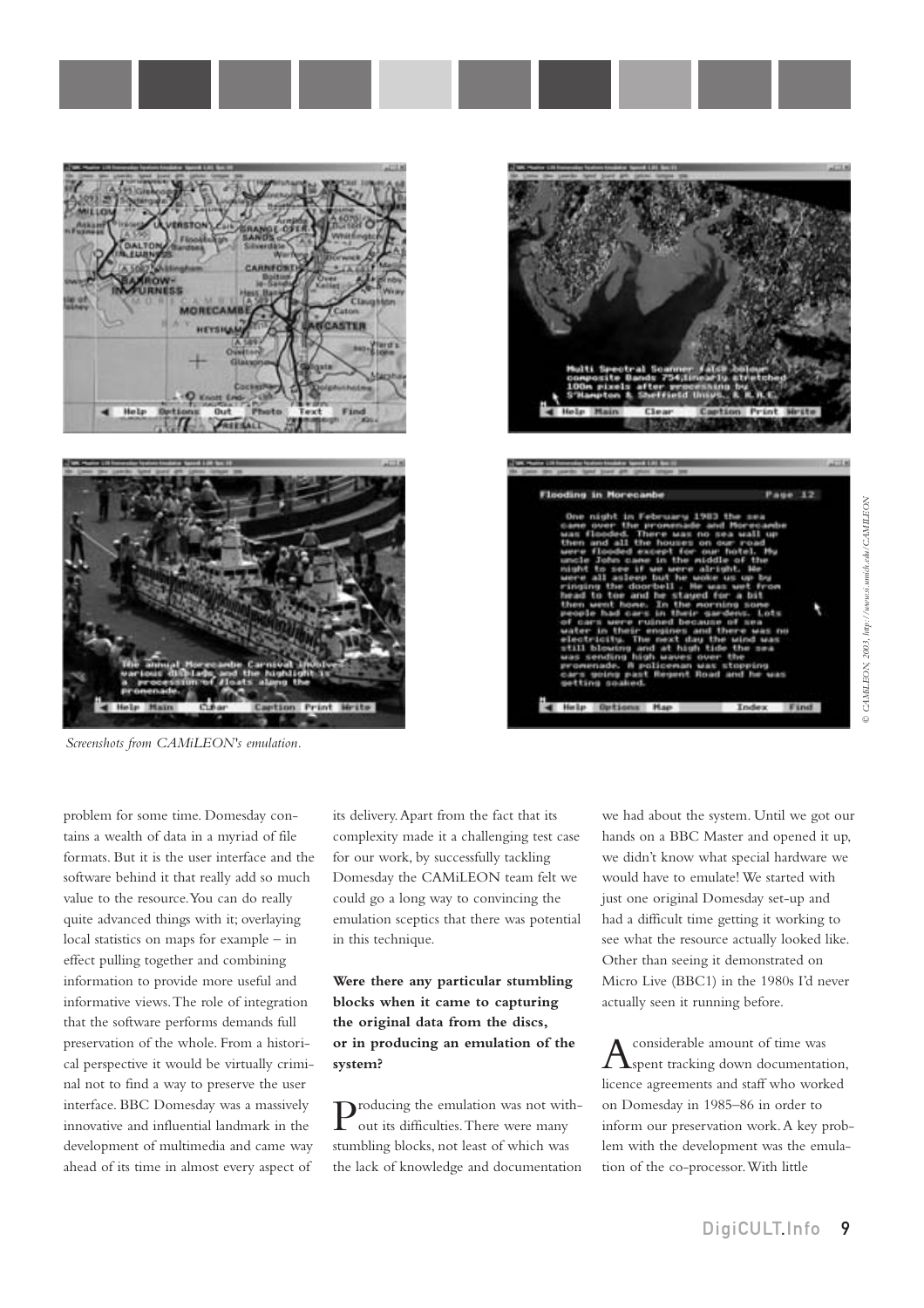*Screenshots from CAMiLEON's emulation.*

© CAMiLEON, 2003, http://www.si.umich.edu/CAMILEON

problem for some time. Domesday contains a wealth of data in a myriad of file formats. But it is the user interface and the software behind it that really add so much value to the resource. You can do really quite advanced things with it; overlaying local statistics on maps for example – in effect pulling together and combining information to provide more useful and informative views. The role of integration that the software performs demands full preservation of the whole. From a historical perspective it would be virtually criminal not to find a way to preserve the user interface. BBC Domesday was a massively innovative and influential landmark in the development of multimedia and came way ahead of its time in almost every aspect of its delivery. Apart from the fact that its complexity made it a challenging test case for our work, by successfully tackling Domesday the CAMiLEON team felt we could go a long way to convincing the emulation sceptics that there was potential in this technique.

**Were there any particular stumbling blocks when it came to capturing the original data from the discs, or in producing an emulation of the system?**

Producing the emulation was not without its difficulties. There were many stumbling blocks, not least of which was the lack of knowledge and documentation we had about the system. Until we got our hands on a BBC Master and opened it up, we didn't know what special hardware we would have to emulate! We started with just one original Domesday set-up and had a difficult time getting it working to see what the resource actually looked like. Other than seeing it demonstrated on Micro Live (BBC1) in the 1980s I'd never actually seen it running before.

A considerable amount of time was spent tracking down documentation, licence agreements and staff who worked on Domesday in 1985–86 in order to inform our preservation work. A key problem with the development was the emulation of the co-processor. With little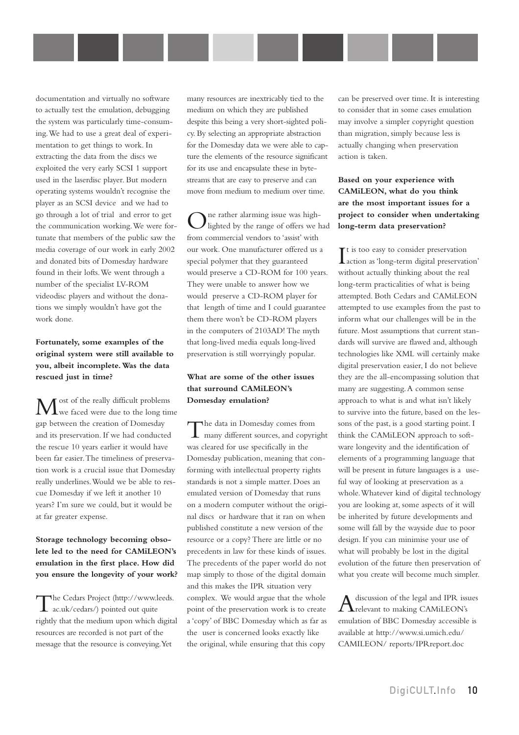documentation and virtually no software to actually test the emulation, debugging the system was particularly time-consuming. We had to use a great deal of experimentation to get things to work. In extracting the data from the discs we exploited the very early SCSI 1 support used in the laserdisc player. But modern operating systems wouldn't recognise the player as an SCSI device and we had to go through a lot of trial and error to get the communication working. We were fortunate that members of the public saw the media coverage of our work in early 2002 and donated bits of Domesday hardware found in their lofts. We went through a number of the specialist LV-ROM videodisc players and without the donations we simply wouldn't have got the work done.

**Fortunately, some examples of the original system were still available to you, albeit incomplete. Was the data rescued just in time?**

Most of the really difficult problems we faced were due to the long time gap between the creation of Domesday and its preservation. If we had conducted the rescue 10 years earlier it would have been far easier. The timeliness of preservation work is a crucial issue that Domesday really underlines. Would we be able to rescue Domesday if we left it another 10 years? I'm sure we could, but it would be at far greater expense.

**Storage technology becoming obsolete led to the need for CAMiLEON's emulation in the first place. How did you ensure the longevity of your work?**

The Cedars Project (http://www.leeds.ac.uk/cedars/) pointed out quite rightly that the medium upon which digital resources are recorded is not part of the message that the resource is conveying. Yet many resources are inextricably tied to the medium on which they are published despite this being a very short-sighted policy. By selecting an appropriate abstraction for the Domesday data we were able to capture the elements of the resource significant for its use and encapsulate these in byte-streams that are easy to preserve and can move from medium to medium over time.

One rather alarming issue was highlighted by the range of offers we had from commercial vendors to 'assist' with our work. One manufacturer offered us a special polymer that they guaranteed would preserve a CD-ROM for 100 years. They were unable to answer how we would preserve a CD-ROM player for that length of time and I could guarantee them there won't be CD-ROM players in the computers of 2103AD! The myth that long-lived media equals long-lived preservation is still worryingly popular.

**What are some of the other issues that surround CAMiLEON's Domesday emulation?**

The data in Domesday comes from many different sources, and copyright was cleared for use specifically in the Domesday publication, meaning that conforming with intellectual property rights standards is not a simple matter. Does an emulated version of Domesday that runs on a modern computer without the original discs or hardware that it ran on when published constitute a new version of the resource or a copy? There are little or no precedents in law for these kinds of issues. The precedents of the paper world do not map simply to those of the digital domain and this makes the IPR situation very complex. We would argue that the whole point of the preservation work is to create a 'copy' of BBC Domesday which as far as the user is concerned looks exactly like the original, while ensuring that this copy can be preserved over time. It is interesting to consider that in some cases emulation may involve a simpler copyright question than migration, simply because less is actually changing when preservation action is taken.

**Based on your experience with CAMiLEON, what do you think are the most important issues for a project to consider when undertaking long-term data preservation?**

It is too easy to consider preservation action as 'long-term digital preservation' without actually thinking about the real long-term practicalities of what is being attempted. Both Cedars and CAMiLEON attempted to use examples from the past to inform what our challenges will be in the future. Most assumptions that current standards will survive are flawed and, although technologies like XML will certainly make digital preservation easier, I do not believe they are the all-encompassing solution that many are suggesting. A common sense approach to what is and what isn't likely to survive into the future, based on the lessons of the past, is a good starting point. I think the CAMiLEON approach to software longevity and the identification of elements of a programming language that will be present in future languages is a useful way of looking at preservation as a whole. Whatever kind of digital technology you are looking at, some aspects of it will be inherited by future developments and some will fall by the wayside due to poor design. If you can minimise your use of what will probably be lost in the digital evolution of the future then preservation of what you create will become much simpler.

A discussion of the legal and IPR issues relevant to making CAMiLEON's emulation of BBC Domesday accessible is available at http://www.si.umich.edu/CAMILEON/ reports/IPRreport.doc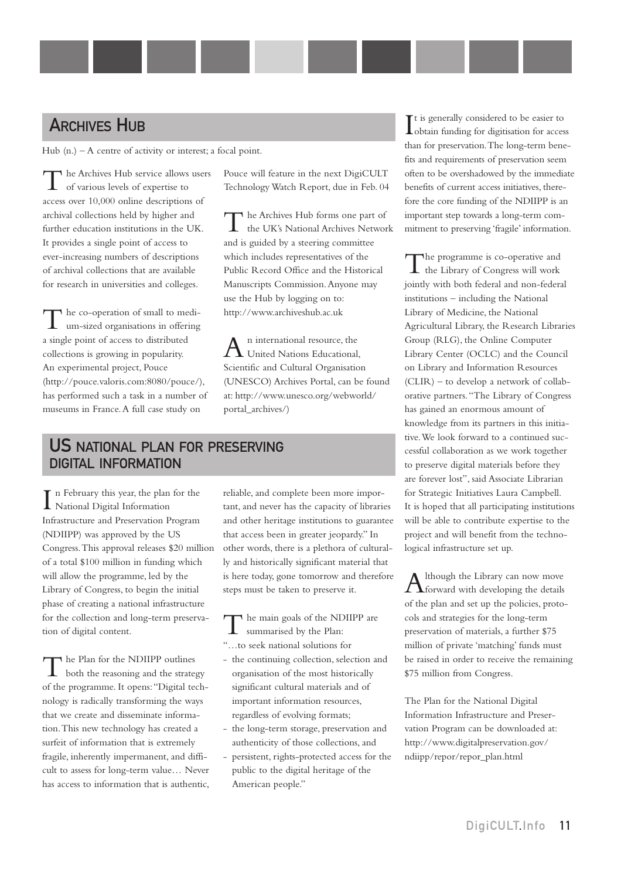## ARCHIVES HUB

Hub (n.) – A centre of activity or interest; a focal point.

The Archives Hub service allows users of various levels of expertise to access over 10,000 online descriptions of archival collections held by higher and further education institutions in the UK. It provides a single point of access to ever-increasing numbers of descriptions of archival collections that are available for research in universities and colleges.

The co-operation of small to medium-sized organisations in offering a single point of access to distributed collections is growing in popularity. An experimental project, Pouce (http://pouce.valoris.com:8080/pouce/), has performed such a task in a number of museums in France. A full case study on Pouce will feature in the next DigiCULT Technology Watch Report, due in Feb. 04

The Archives Hub forms one part of the UK's National Archives Network and is guided by a steering committee which includes representatives of the Public Record Office and the Historical Manuscripts Commission. Anyone may use the Hub by logging on to: http://www.archiveshub.ac.uk

An international resource, the United Nations Educational, Scientific and Cultural Organisation (UNESCO) Archives Portal, can be found at: http://www.unesco.org/webworld/portal_archives/)

## US NATIONAL PLAN FOR PRESERVING DIGITAL INFORMATION

In February this year, the plan for the National Digital Information Infrastructure and Preservation Program (NDIIPP) was approved by the US Congress. This approval releases $20 million of a total $100 million in funding which will allow the programme, led by the Library of Congress, to begin the initial phase of creating a national infrastructure for the collection and long-term preservation of digital content.

The Plan for the NDIIPP outlines both the reasoning and the strategy of the programme. It opens: "Digital technology is radically transforming the ways that we create and disseminate information. This new technology has created a surfeit of information that is extremely fragile, inherently impermanent, and difficult to assess for long-term value… Never has access to information that is authentic, reliable, and complete been more important, and never has the capacity of libraries and other heritage institutions to guarantee that access been in greater jeopardy." In other words, there is a plethora of culturally and historically significant material that is here today, gone tomorrow and therefore steps must be taken to preserve it.

The main goals of the NDIIPP are summarised by the Plan:

"…to seek national solutions for

- the continuing collection, selection and organisation of the most historically significant cultural materials and of important information resources, regardless of evolving formats;
- the long-term storage, preservation and authenticity of those collections, and
- persistent, rights-protected access for the public to the digital heritage of the American people."

It is generally considered to be easier to obtain funding for digitisation for access than for preservation. The long-term benefits and requirements of preservation seem often to be overshadowed by the immediate benefits of current access initiatives, therefore the core funding of the NDIIPP is an important step towards a long-term commitment to preserving 'fragile' information.

The programme is co-operative and the Library of Congress will work jointly with both federal and non-federal institutions – including the National Library of Medicine, the National Agricultural Library, the Research Libraries Group (RLG), the Online Computer Library Center (OCLC) and the Council on Library and Information Resources (CLIR) – to develop a network of collaborative partners. "The Library of Congress has gained an enormous amount of knowledge from its partners in this initiative. We look forward to a continued successful collaboration as we work together to preserve digital materials before they are forever lost", said Associate Librarian for Strategic Initiatives Laura Campbell. It is hoped that all participating institutions will be able to contribute expertise to the project and will benefit from the technological infrastructure set up.

Although the Library can now move forward with developing the details of the plan and set up the policies, protocols and strategies for the long-term preservation of materials, a further $75 million of private 'matching' funds must be raised in order to receive the remaining $75 million from Congress.

The Plan for the National Digital Information Infrastructure and Preservation Program can be downloaded at: http://www.digitalpreservation.gov/ndiipp/repor/repor_plan.html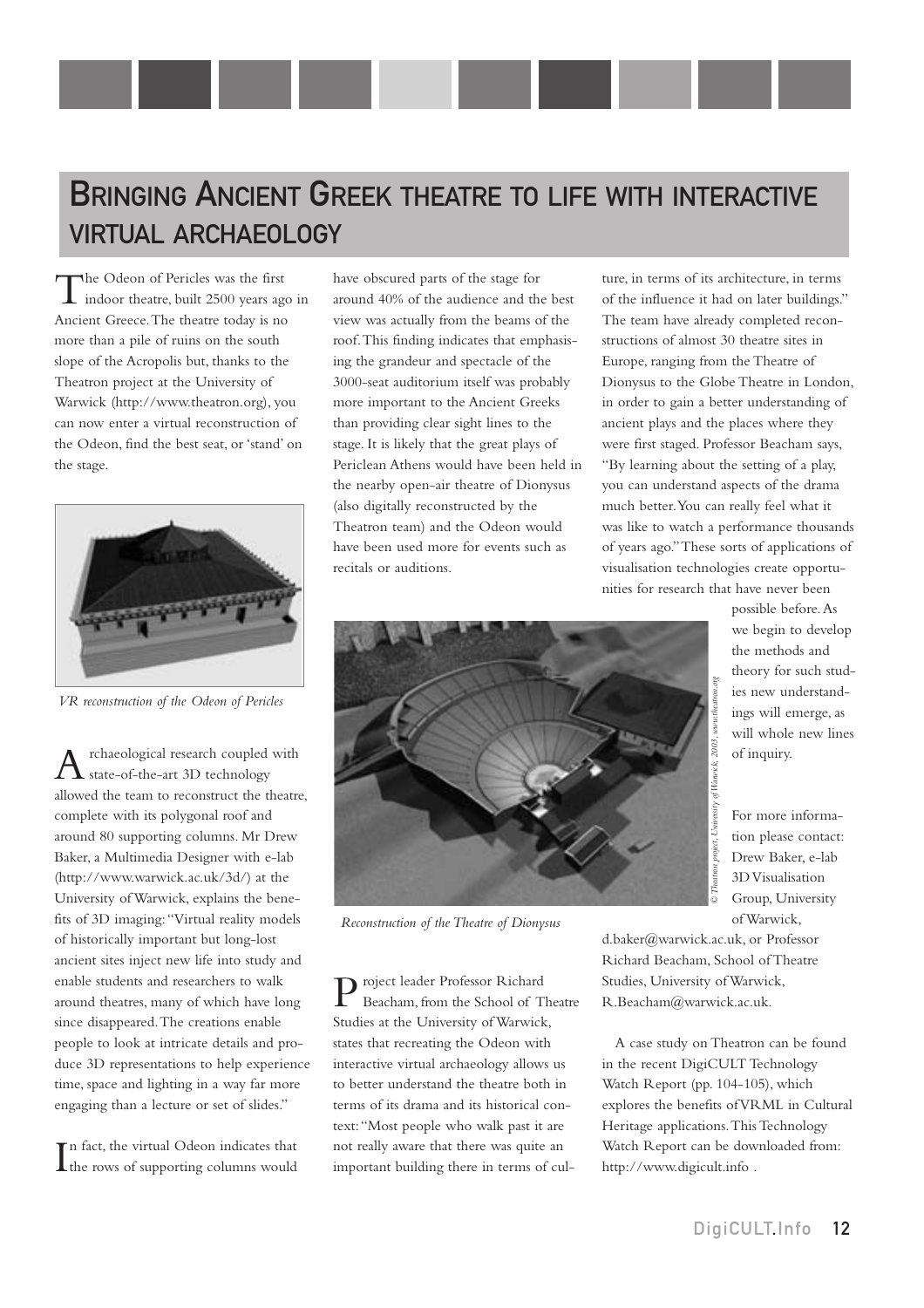# Bringing Ancient Greek theatre to life with interactive virtual archaeology

The Odeon of Pericles was the first indoor theatre, built 2500 years ago in Ancient Greece. The theatre today is no more than a pile of ruins on the south slope of the Acropolis but, thanks to the Theatron project at the University of Warwick (http://www.theatron.org), you can now enter a virtual reconstruction of the Odeon, find the best seat, or 'stand' on the stage.

*VR reconstruction of the Odeon of Pericles*

Archaeological research coupled with state-of-the-art 3D technology allowed the team to reconstruct the theatre, complete with its polygonal roof and around 80 supporting columns. Mr Drew Baker, a Multimedia Designer with e-lab (http://www.warwick.ac.uk/3d/) at the University of Warwick, explains the benefits of 3D imaging: "Virtual reality models of historically important but long-lost ancient sites inject new life into study and enable students and researchers to walk around theatres, many of which have long since disappeared. The creations enable people to look at intricate details and produce 3D representations to help experience time, space and lighting in a way far more engaging than a lecture or set of slides."

In fact, the virtual Odeon indicates that the rows of supporting columns would have obscured parts of the stage for around 40% of the audience and the best view was actually from the beams of the roof. This finding indicates that emphasising the grandeur and spectacle of the 3000-seat auditorium itself was probably more important to the Ancient Greeks than providing clear sight lines to the stage. It is likely that the great plays of Periclean Athens would have been held in the nearby open-air theatre of Dionysus (also digitally reconstructed by the Theatron team) and the Odeon would have been used more for events such as recitals or auditions.

*Reconstruction of the Theatre of Dionysus*

© Theatron project, University of Warwick, 2003, www.theatron.org

Project leader Professor Richard Beacham, from the School of Theatre Studies at the University of Warwick, states that recreating the Odeon with interactive virtual archaeology allows us to better understand the theatre both in terms of its drama and its historical context: "Most people who walk past it are not really aware that there was quite an important building there in terms of culture, in terms of its architecture, in terms of the influence it had on later buildings." The team have already completed reconstructions of almost 30 theatre sites in Europe, ranging from the Theatre of Dionysus to the Globe Theatre in London, in order to gain a better understanding of ancient plays and the places where they were first staged. Professor Beacham says, "By learning about the setting of a play, you can understand aspects of the drama much better. You can really feel what it was like to watch a performance thousands of years ago." These sorts of applications of visualisation technologies create opportunities for research that have never been possible before. As we begin to develop the methods and theory for such studies new understandings will emerge, as will whole new lines of inquiry.

For more information please contact: Drew Baker, e-lab 3D Visualisation Group, University of Warwick, d.baker@warwick.ac.uk, or Professor Richard Beacham, School of Theatre Studies, University of Warwick, R.Beacham@warwick.ac.uk.

A case study on Theatron can be found in the recent DigiCULT Technology Watch Report (pp. 104-105), which explores the benefits of VRML in Cultural Heritage applications. This Technology Watch Report can be downloaded from: http://www.digicult.info .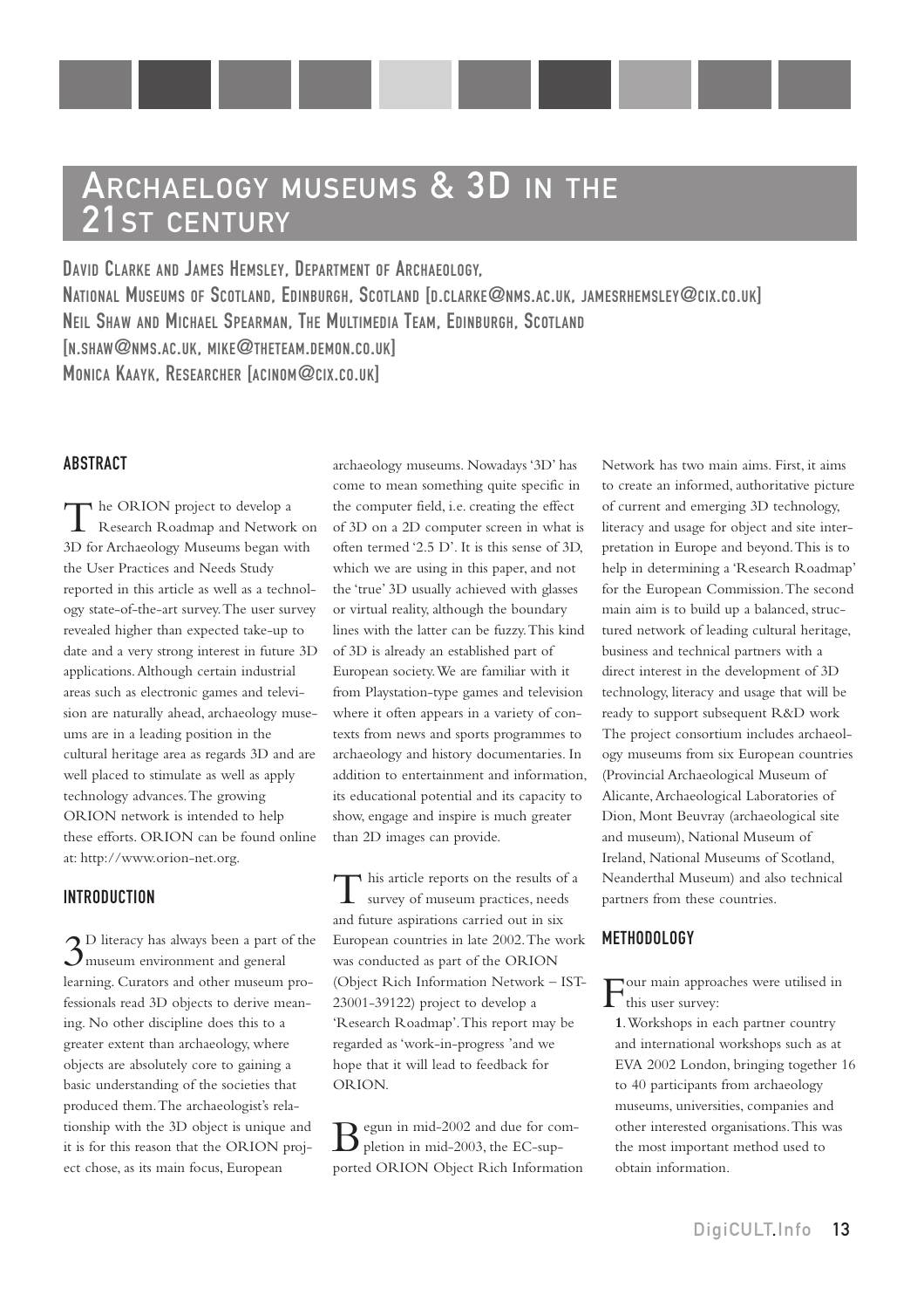# Archaeology museums & 3D in the 21st century

David Clarke and James Hemsley, Department of Archaeology, National Museums of Scotland, Edinburgh, Scotland [d.clarke@nms.ac.uk, jamesrhemsley@cix.co.uk]
Neil Shaw and Michael Spearman, The Multimedia Team, Edinburgh, Scotland [n.shaw@nms.ac.uk, mike@theteam.demon.co.uk]
Monica Kaayk, Researcher [acinom@cix.co.uk]

## ABSTRACT

The ORION project to develop a Research Roadmap and Network on 3D for Archaeology Museums began with the User Practices and Needs Study reported in this article as well as a technology state-of-the-art survey. The user survey revealed higher than expected take-up to date and a very strong interest in future 3D applications. Although certain industrial areas such as electronic games and television are naturally ahead, archaeology museums are in a leading position in the cultural heritage area as regards 3D and are well placed to stimulate as well as apply technology advances. The growing ORION network is intended to help these efforts. ORION can be found online at: http://www.orion-net.org.

## INTRODUCTION

3D literacy has always been a part of the museum environment and general learning. Curators and other museum professionals read 3D objects to derive meaning. No other discipline does this to a greater extent than archaeology, where objects are absolutely core to gaining a basic understanding of the societies that produced them. The archaeologist's relationship with the 3D object is unique and it is for this reason that the ORION project chose, as its main focus, European archaeology museums. Nowadays '3D' has come to mean something quite specific in the computer field, i.e. creating the effect of 3D on a 2D computer screen in what is often termed '2.5 D'. It is this sense of 3D, which we are using in this paper, and not the 'true' 3D usually achieved with glasses or virtual reality, although the boundary lines with the latter can be fuzzy. This kind of 3D is already an established part of European society. We are familiar with it from Playstation-type games and television where it often appears in a variety of contexts from news and sports programmes to archaeology and history documentaries. In addition to entertainment and information, its educational potential and its capacity to show, engage and inspire is much greater than 2D images can provide.

This article reports on the results of a survey of museum practices, needs and future aspirations carried out in six European countries in late 2002. The work was conducted as part of the ORION (Object Rich Information Network – IST-23001-39122) project to develop a 'Research Roadmap'. This report may be regarded as 'work-in-progress 'and we hope that it will lead to feedback for ORION.

Begun in mid-2002 and due for completion in mid-2003, the EC-supported ORION Object Rich Information Network has two main aims. First, it aims to create an informed, authoritative picture of current and emerging 3D technology, literacy and usage for object and site interpretation in Europe and beyond. This is to help in determining a 'Research Roadmap' for the European Commission. The second main aim is to build up a balanced, structured network of leading cultural heritage, business and technical partners with a direct interest in the development of 3D technology, literacy and usage that will be ready to support subsequent R&D work The project consortium includes archaeology museums from six European countries (Provincial Archaeological Museum of Alicante, Archaeological Laboratories of Dion, Mont Beuvray (archaeological site and museum), National Museum of Ireland, National Museums of Scotland, Neanderthal Museum) and also technical partners from these countries.

## METHODOLOGY

Four main approaches were utilised in this user survey:

**1**. Workshops in each partner country and international workshops such as at EVA 2002 London, bringing together 16 to 40 participants from archaeology museums, universities, companies and other interested organisations. This was the most important method used to obtain information.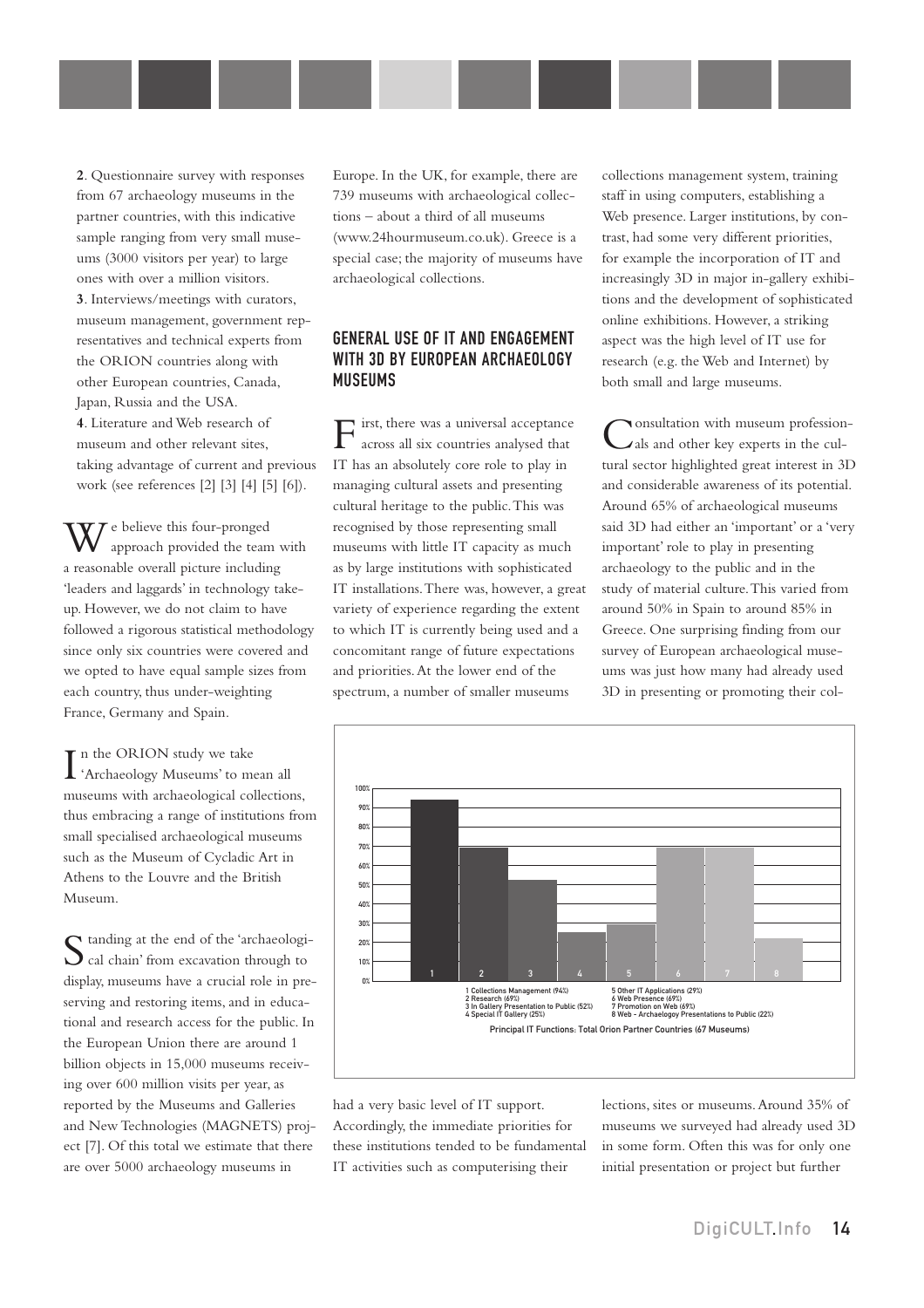**2**. Questionnaire survey with responses from 67 archaeology museums in the partner countries, with this indicative sample ranging from very small museums (3000 visitors per year) to large ones with over a million visitors.

**3**. Interviews/meetings with curators, museum management, government representatives and technical experts from the ORION countries along with other European countries, Canada, Japan, Russia and the USA.

**4**. Literature and Web research of museum and other relevant sites, taking advantage of current and previous work (see references [2] [3] [4] [5] [6]).

We believe this four-pronged approach provided the team with a reasonable overall picture including 'leaders and laggards' in technology take-up. However, we do not claim to have followed a rigorous statistical methodology since only six countries were covered and we opted to have equal sample sizes from each country, thus under-weighting France, Germany and Spain.

In the ORION study we take 'Archaeology Museums' to mean all museums with archaeological collections, thus embracing a range of institutions from small specialised archaeological museums such as the Museum of Cycladic Art in Athens to the Louvre and the British Museum.

Standing at the end of the 'archaeological chain' from excavation through to display, museums have a crucial role in preserving and restoring items, and in educational and research access for the public. In the European Union there are around 1 billion objects in 15,000 museums receiving over 600 million visits per year, as reported by the Museums and Galleries and New Technologies (MAGNETS) project [7]. Of this total we estimate that there are over 5000 archaeology museums in Europe. In the UK, for example, there are 739 museums with archaeological collections – about a third of all museums (www.24hourmuseum.co.uk). Greece is a special case; the majority of museums have archaeological collections.

## GENERAL USE OF IT AND ENGAGEMENT WITH 3D BY EUROPEAN ARCHAEOLOGY MUSEUMS

First, there was a universal acceptance across all six countries analysed that IT has an absolutely core role to play in managing cultural assets and presenting cultural heritage to the public. This was recognised by those representing small museums with little IT capacity as much as by large institutions with sophisticated IT installations. There was, however, a great variety of experience regarding the extent to which IT is currently being used and a concomitant range of future expectations and priorities. At the lower end of the spectrum, a number of smaller museums had a very basic level of IT support. Accordingly, the immediate priorities for these institutions tended to be fundamental IT activities such as computerising their collections management system, training staff in using computers, establishing a Web presence. Larger institutions, by contrast, had some very different priorities, for example the incorporation of IT and increasingly 3D in major in-gallery exhibitions and the development of sophisticated online exhibitions. However, a striking aspect was the high level of IT use for research (e.g. the Web and Internet) by both small and large museums.

Consultation with museum professionals and other key experts in the cultural sector highlighted great interest in 3D and considerable awareness of its potential. Around 65% of archaeological museums said 3D had either an 'important' or a 'very important' role to play in presenting archaeology to the public and in the study of material culture. This varied from around 50% in Spain to around 85% in Greece. One surprising finding from our survey of European archaeological museums was just how many had already used 3D in presenting or promoting their collections, sites or museums. Around 35% of museums we surveyed had already used 3D in some form. Often this was for only one initial presentation or project but further

1 Collections Management (94%)
2 Research (69%)
3 In Gallery Presentation to Public (52%)
4 Special IT Gallery (25%)
5 Other IT Applications (29%)
6 Web Presence (69%)
7 Promotion on Web (69%)
8 Web - Archaelogoy Presentations to Public (22%)

Principal IT Functions: Total Orion Partner Countries (67 Museums)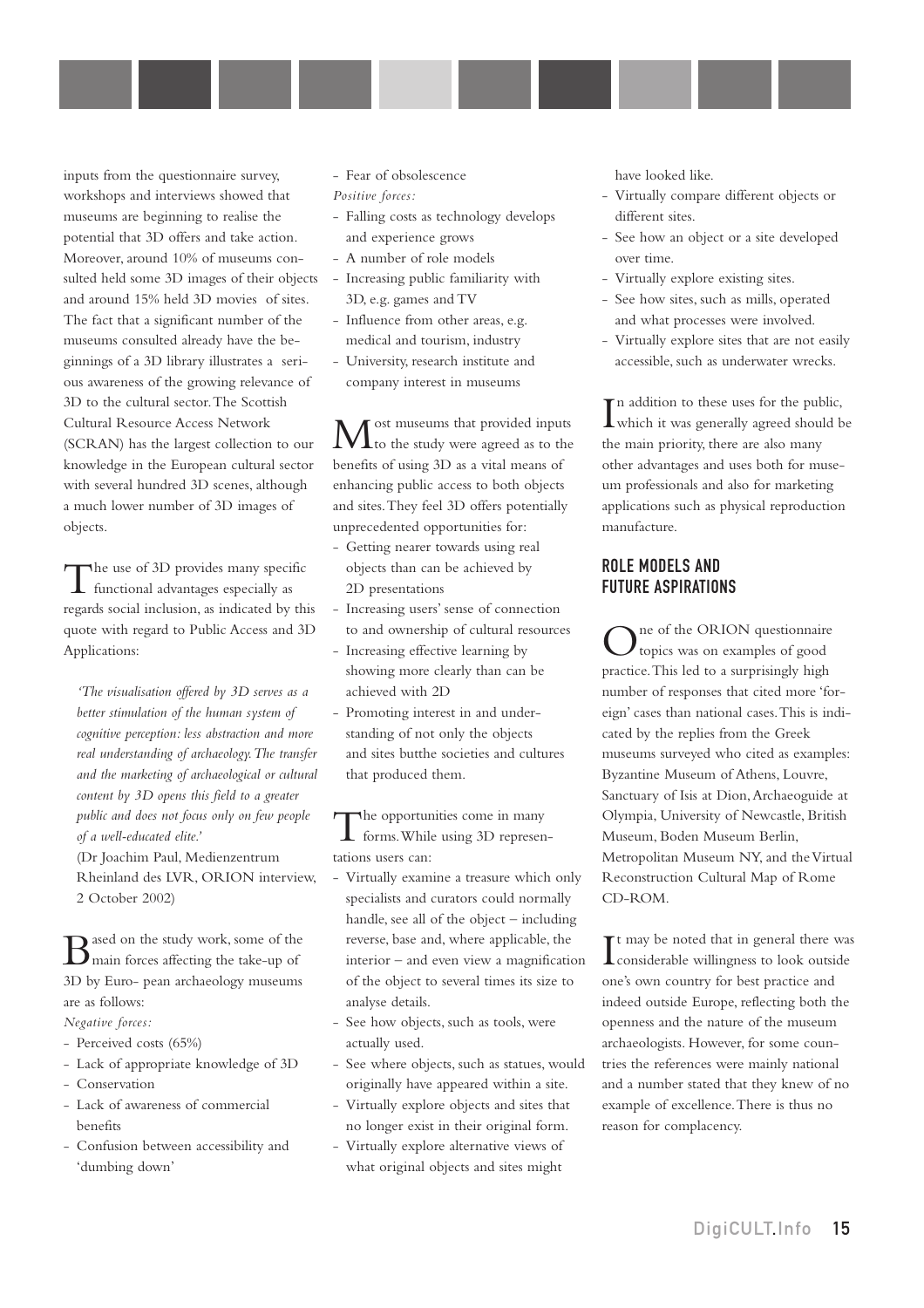inputs from the questionnaire survey, workshops and interviews showed that museums are beginning to realise the potential that 3D offers and take action. Moreover, around 10% of museums consulted held some 3D images of their objects and around 15% held 3D movies of sites. The fact that a significant number of the museums consulted already have the beginnings of a 3D library illustrates a serious awareness of the growing relevance of 3D to the cultural sector. The Scottish Cultural Resource Access Network (SCRAN) has the largest collection to our knowledge in the European cultural sector with several hundred 3D scenes, although a much lower number of 3D images of objects.

The use of 3D provides many specific functional advantages especially as regards social inclusion, as indicated by this quote with regard to Public Access and 3D Applications:

> *'The visualisation offered by 3D serves as a better stimulation of the human system of cognitive perception: less abstraction and more real understanding of archaeology. The transfer and the marketing of archaeological or cultural content by 3D opens this field to a greater public and does not focus only on few people of a well-educated elite.'*
>
> (Dr Joachim Paul, Medienzentrum Rheinland des LVR, ORION interview, 2 October 2002)

Based on the study work, some of the main forces affecting the take-up of 3D by Euro- pean archaeology museums are as follows:

*Negative forces:*

- Perceived costs (65%)
- Lack of appropriate knowledge of 3D
- Conservation
- Lack of awareness of commercial benefits
- Confusion between accessibility and 'dumbing down'
- Fear of obsolescence

*Positive forces:*

- Falling costs as technology develops and experience grows
- A number of role models
- Increasing public familiarity with 3D, e.g. games and TV
- Influence from other areas, e.g. medical and tourism, industry
- University, research institute and company interest in museums

Most museums that provided inputs to the study were agreed as to the benefits of using 3D as a vital means of enhancing public access to both objects and sites. They feel 3D offers potentially unprecedented opportunities for:

- Getting nearer towards using real objects than can be achieved by 2D presentations
- Increasing users' sense of connection to and ownership of cultural resources
- Increasing effective learning by showing more clearly than can be achieved with 2D
- Promoting interest in and understanding of not only the objects and sites butthe societies and cultures that produced them.

The opportunities come in many forms. While using 3D representations users can:

- Virtually examine a treasure which only specialists and curators could normally handle, see all of the object – including reverse, base and, where applicable, the interior – and even view a magnification of the object to several times its size to analyse details.
- See how objects, such as tools, were actually used.
- See where objects, such as statues, would originally have appeared within a site.
- Virtually explore objects and sites that no longer exist in their original form.
- Virtually explore alternative views of what original objects and sites might have looked like.
- Virtually compare different objects or different sites.
- See how an object or a site developed over time.
- Virtually explore existing sites.
- See how sites, such as mills, operated and what processes were involved.
- Virtually explore sites that are not easily accessible, such as underwater wrecks.

In addition to these uses for the public, which it was generally agreed should be the main priority, there are also many other advantages and uses both for museum professionals and also for marketing applications such as physical reproduction manufacture.

## ROLE MODELS AND FUTURE ASPIRATIONS

One of the ORION questionnaire topics was on examples of good practice. This led to a surprisingly high number of responses that cited more 'foreign' cases than national cases. This is indicated by the replies from the Greek museums surveyed who cited as examples: Byzantine Museum of Athens, Louvre, Sanctuary of Isis at Dion, Archaeoguide at Olympia, University of Newcastle, British Museum, Boden Museum Berlin, Metropolitan Museum NY, and the Virtual Reconstruction Cultural Map of Rome CD-ROM.

It may be noted that in general there was considerable willingness to look outside one's own country for best practice and indeed outside Europe, reflecting both the openness and the nature of the museum archaeologists. However, for some countries the references were mainly national and a number stated that they knew of no example of excellence. There is thus no reason for complacency.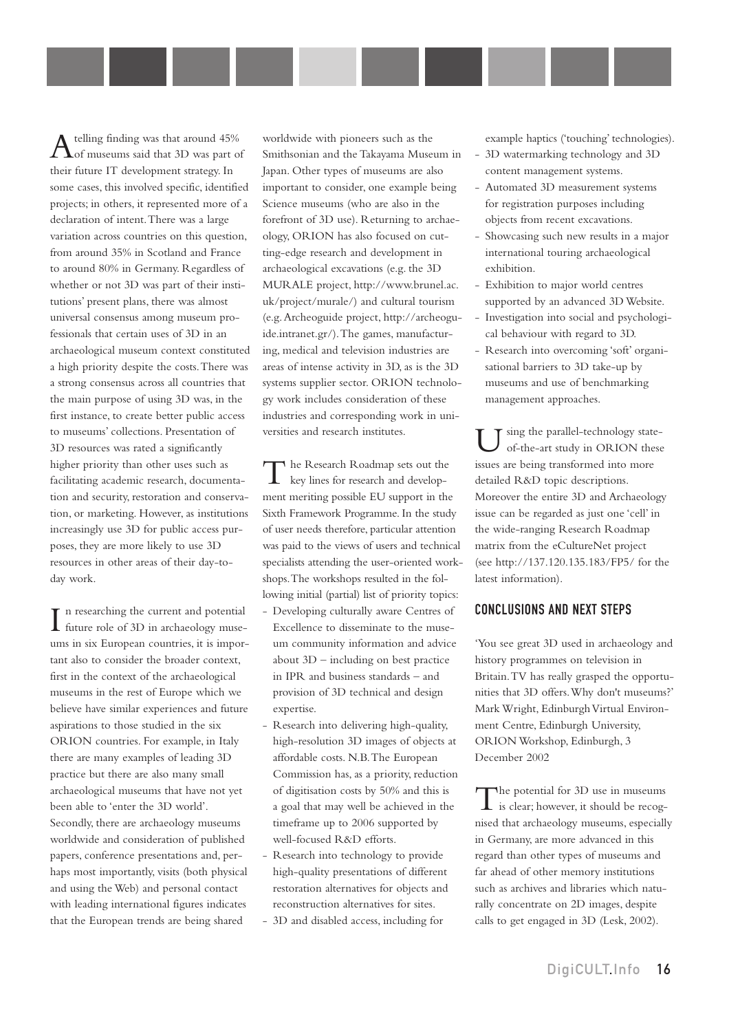A telling finding was that around 45% of museums said that 3D was part of their future IT development strategy. In some cases, this involved specific, identified projects; in others, it represented more of a declaration of intent. There was a large variation across countries on this question, from around 35% in Scotland and France to around 80% in Germany. Regardless of whether or not 3D was part of their institutions' present plans, there was almost universal consensus among museum professionals that certain uses of 3D in an archaeological museum context constituted a high priority despite the costs. There was a strong consensus across all countries that the main purpose of using 3D was, in the first instance, to create better public access to museums' collections. Presentation of 3D resources was rated a significantly higher priority than other uses such as facilitating academic research, documentation and security, restoration and conservation, or marketing. However, as institutions increasingly use 3D for public access purposes, they are more likely to use 3D resources in other areas of their day-to-day work.

In researching the current and potential future role of 3D in archaeology museums in six European countries, it is important also to consider the broader context, first in the context of the archaeological museums in the rest of Europe which we believe have similar experiences and future aspirations to those studied in the six ORION countries. For example, in Italy there are many examples of leading 3D practice but there are also many small archaeological museums that have not yet been able to 'enter the 3D world'. Secondly, there are archaeology museums worldwide and consideration of published papers, conference presentations and, perhaps most importantly, visits (both physical and using the Web) and personal contact with leading international figures indicates that the European trends are being shared worldwide with pioneers such as the Smithsonian and the Takayama Museum in Japan. Other types of museums are also important to consider, one example being Science museums (who are also in the forefront of 3D use). Returning to archaeology, ORION has also focused on cutting-edge research and development in archaeological excavations (e.g. the 3D MURALE project, http://www.brunel.ac.uk/project/murale/) and cultural tourism (e.g. Archeoguide project, http://archeoguide.intranet.gr/). The games, manufacturing, medical and television industries are areas of intense activity in 3D, as is the 3D systems supplier sector. ORION technology work includes consideration of these industries and corresponding work in universities and research institutes.

The Research Roadmap sets out the key lines for research and development meriting possible EU support in the Sixth Framework Programme. In the study of user needs therefore, particular attention was paid to the views of users and technical specialists attending the user-oriented workshops. The workshops resulted in the following initial (partial) list of priority topics:

- Developing culturally aware Centres of Excellence to disseminate to the museum community information and advice about 3D – including on best practice in IPR and business standards – and provision of 3D technical and design expertise.
- Research into delivering high-quality, high-resolution 3D images of objects at affordable costs. N.B. The European Commission has, as a priority, reduction of digitisation costs by 50% and this is a goal that may well be achieved in the timeframe up to 2006 supported by well-focused R&D efforts.
- Research into technology to provide high-quality presentations of different restoration alternatives for objects and reconstruction alternatives for sites.
- 3D and disabled access, including for example haptics ('touching' technologies).
- 3D watermarking technology and 3D content management systems.
- Automated 3D measurement systems for registration purposes including objects from recent excavations.
- Showcasing such new results in a major international touring archaeological exhibition.
- Exhibition to major world centres supported by an advanced 3D Website.
- Investigation into social and psychological behaviour with regard to 3D.
- Research into overcoming 'soft' organisational barriers to 3D take-up by museums and use of benchmarking management approaches.

Using the parallel-technology state-of-the-art study in ORION these issues are being transformed into more detailed R&D topic descriptions. Moreover the entire 3D and Archaeology issue can be regarded as just one 'cell' in the wide-ranging Research Roadmap matrix from the eCultureNet project (see http://137.120.135.183/FP5/ for the latest information).

## CONCLUSIONS AND NEXT STEPS

'You see great 3D used in archaeology and history programmes on television in Britain. TV has really grasped the opportunities that 3D offers. Why don't museums?' Mark Wright, Edinburgh Virtual Environment Centre, Edinburgh University, ORION Workshop, Edinburgh, 3 December 2002

The potential for 3D use in museums is clear; however, it should be recognised that archaeology museums, especially in Germany, are more advanced in this regard than other types of museums and far ahead of other memory institutions such as archives and libraries which naturally concentrate on 2D images, despite calls to get engaged in 3D (Lesk, 2002).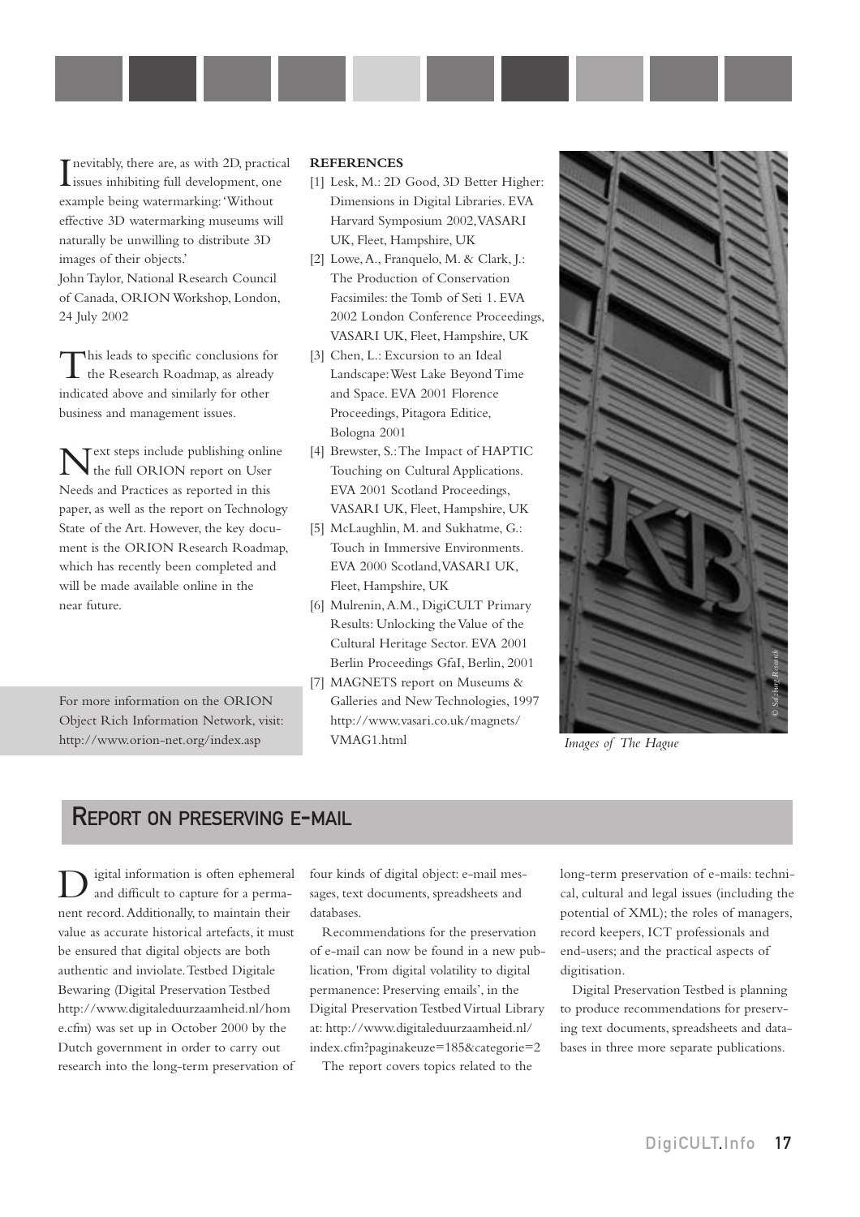Inevitably, there are, as with 2D, practical issues inhibiting full development, one example being watermarking: 'Without effective 3D watermarking museums will naturally be unwilling to distribute 3D images of their objects.'
John Taylor, National Research Council of Canada, ORION Workshop, London, 24 July 2002

This leads to specific conclusions for the Research Roadmap, as already indicated above and similarly for other business and management issues.

Next steps include publishing online the full ORION report on User Needs and Practices as reported in this paper, as well as the report on Technology State of the Art. However, the key document is the ORION Research Roadmap, which has recently been completed and will be made available online in the near future.

For more information on the ORION Object Rich Information Network, visit: http://www.orion-net.org/index.asp

**REFERENCES**

[1] Lesk, M.: 2D Good, 3D Better Higher: Dimensions in Digital Libraries. EVA Harvard Symposium 2002, VASARI UK, Fleet, Hampshire, UK

[2] Lowe, A., Franquelo, M. & Clark, J.: The Production of Conservation Facsimiles: the Tomb of Seti 1. EVA 2002 London Conference Proceedings, VASARI UK, Fleet, Hampshire, UK

[3] Chen, L.: Excursion to an Ideal Landscape: West Lake Beyond Time and Space. EVA 2001 Florence Proceedings, Pitagora Editice, Bologna 2001

[4] Brewster, S.: The Impact of HAPTIC Touching on Cultural Applications. EVA 2001 Scotland Proceedings, VASARI UK, Fleet, Hampshire, UK

[5] McLaughlin, M. and Sukhatme, G.: Touch in Immersive Environments. EVA 2000 Scotland, VASARI UK, Fleet, Hampshire, UK

[6] Mulrenin, A.M., DigiCULT Primary Results: Unlocking the Value of the Cultural Heritage Sector. EVA 2001 Berlin Proceedings GfaI, Berlin, 2001

[7] MAGNETS report on Museums & Galleries and New Technologies, 1997 http://www.vasari.co.uk/magnets/VMAG1.html

© Salzburg Research

*Images of The Hague*

## REPORT ON PRESERVING E-MAIL

Digital information is often ephemeral and difficult to capture for a permanent record. Additionally, to maintain their value as accurate historical artefacts, it must be ensured that digital objects are both authentic and inviolate. Testbed Digitale Bewaring (Digital Preservation Testbed http://www.digitaleduurzaamheid.nl/home.cfm) was set up in October 2000 by the Dutch government in order to carry out research into the long-term preservation of four kinds of digital object: e-mail messages, text documents, spreadsheets and databases.

Recommendations for the preservation of e-mail can now be found in a new publication, 'From digital volatility to digital permanence: Preserving emails', in the Digital Preservation Testbed Virtual Library at: http://www.digitaleduurzaamheid.nl/index.cfm?paginakeuze=185&categorie=2

The report covers topics related to the long-term preservation of e-mails: technical, cultural and legal issues (including the potential of XML); the roles of managers, record keepers, ICT professionals and end-users; and the practical aspects of digitisation.

Digital Preservation Testbed is planning to produce recommendations for preserving text documents, spreadsheets and databases in three more separate publications.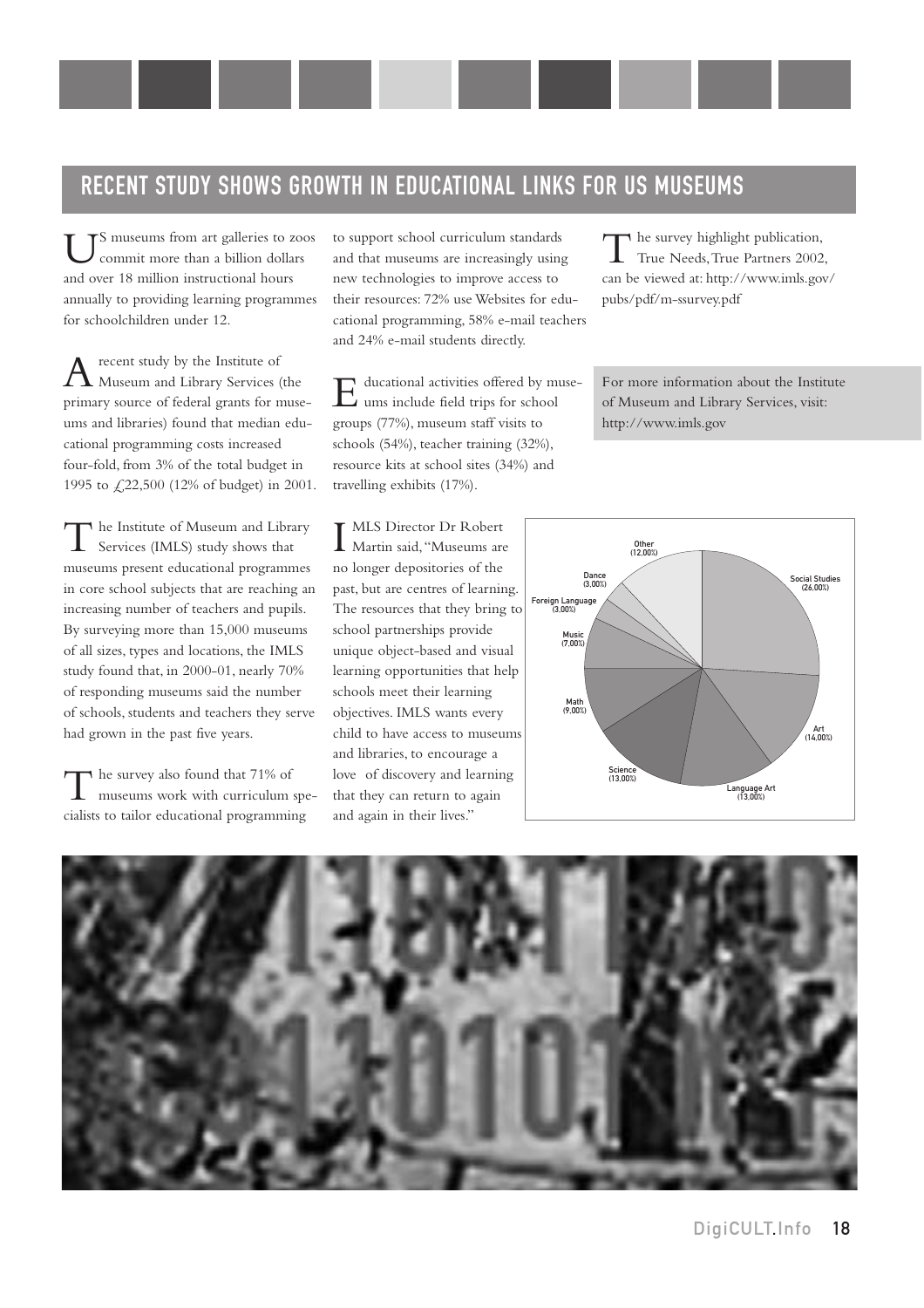## RECENT STUDY SHOWS GROWTH IN EDUCATIONAL LINKS FOR US MUSEUMS

US museums from art galleries to zoos commit more than a billion dollars and over 18 million instructional hours annually to providing learning programmes for schoolchildren under 12.

A recent study by the Institute of Museum and Library Services (the primary source of federal grants for museums and libraries) found that median educational programming costs increased four-fold, from 3% of the total budget in 1995 to £22,500 (12% of budget) in 2001.

The Institute of Museum and Library Services (IMLS) study shows that museums present educational programmes in core school subjects that are reaching an increasing number of teachers and pupils. By surveying more than 15,000 museums of all sizes, types and locations, the IMLS study found that, in 2000-01, nearly 70% of responding museums said the number of schools, students and teachers they serve had grown in the past five years.

The survey also found that 71% of museums work with curriculum specialists to tailor educational programming to support school curriculum standards and that museums are increasingly using new technologies to improve access to their resources: 72% use Websites for educational programming, 58% e-mail teachers and 24% e-mail students directly.

Educational activities offered by museums include field trips for school groups (77%), museum staff visits to schools (54%), teacher training (32%), resource kits at school sites (34%) and travelling exhibits (17%).

IMLS Director Dr Robert Martin said, "Museums are no longer depositories of the past, but are centres of learning. The resources that they bring to school partnerships provide unique object-based and visual learning opportunities that help schools meet their learning objectives. IMLS wants every child to have access to museums and libraries, to encourage a love of discovery and learning that they can return to again and again in their lives."

The survey highlight publication, True Needs, True Partners 2002, can be viewed at: http://www.imls.gov/pubs/pdf/m-ssurvey.pdf

For more information about the Institute of Museum and Library Services, visit: http://www.imls.gov

| Subject | Share |
|---|---|
| Social Studies | 26,00% |
| Art | 14,00% |
| Language Art | 13,00% |
| Science | 13,00% |
| Math | 9,00% |
| Music | 7,00% |
| Foreign Language | 3,00% |
| Dance | 3,00% |
| Other | 12,00% |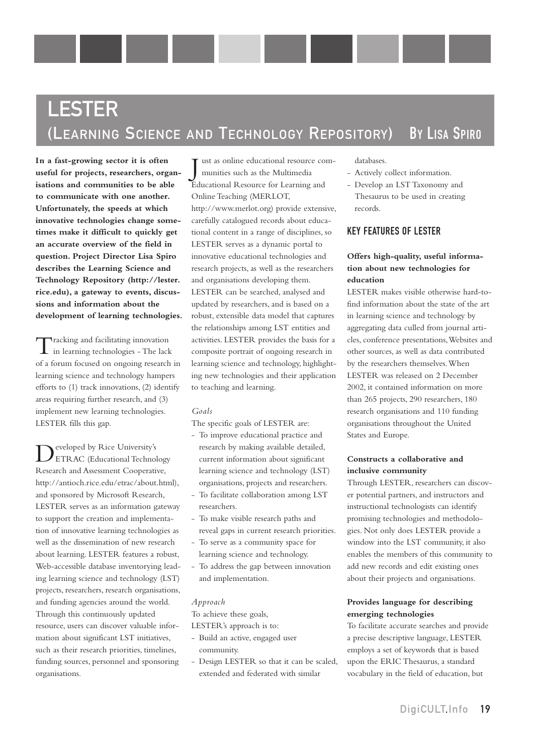# LESTER

## (Learning Science and Technology Repository) By Lisa Spiro

**In a fast-growing sector it is often useful for projects, researchers, organisations and communities to be able to communicate with one another. Unfortunately, the speeds at which innovative technologies change sometimes make it difficult to quickly get an accurate overview of the field in question. Project Director Lisa Spiro describes the Learning Science and Technology Repository (http://lester.rice.edu), a gateway to events, discussions and information about the development of learning technologies.**

Tracking and facilitating innovation in learning technologies - The lack of a forum focused on ongoing research in learning science and technology hampers efforts to (1) track innovations, (2) identify areas requiring further research, and (3) implement new learning technologies. LESTER fills this gap.

Developed by Rice University's ETRAC (Educational Technology Research and Assessment Cooperative, http://antioch.rice.edu/etrac/about.html), and sponsored by Microsoft Research, LESTER serves as an information gateway to support the creation and implementation of innovative learning technologies as well as the dissemination of new research about learning. LESTER features a robust, Web-accessible database inventorying leading learning science and technology (LST) projects, researchers, research organisations, and funding agencies around the world. Through this continuously updated resource, users can discover valuable information about significant LST initiatives, such as their research priorities, timelines, funding sources, personnel and sponsoring organisations.

Just as online educational resource communities such as the Multimedia Educational Resource for Learning and Online Teaching (MERLOT, http://www.merlot.org) provide extensive, carefully catalogued records about educational content in a range of disciplines, so LESTER serves as a dynamic portal to innovative educational technologies and research projects, as well as the researchers and organisations developing them. LESTER can be searched, analysed and updated by researchers, and is based on a robust, extensible data model that captures the relationships among LST entities and activities. LESTER provides the basis for a composite portrait of ongoing research in learning science and technology, highlighting new technologies and their application to teaching and learning.

*Goals*

The specific goals of LESTER are:

- To improve educational practice and research by making available detailed, current information about significant learning science and technology (LST) organisations, projects and researchers.
- To facilitate collaboration among LST researchers.
- To make visible research paths and reveal gaps in current research priorities.
- To serve as a community space for learning science and technology.
- To address the gap between innovation and implementation.

*Approach*

To achieve these goals, LESTER's approach is to:

- Build an active, engaged user community.
- Design LESTER so that it can be scaled, extended and federated with similar databases.
- Actively collect information.
- Develop an LST Taxonomy and Thesaurus to be used in creating records.

### KEY FEATURES OF LESTER

**Offers high-quality, useful information about new technologies for education**

LESTER makes visible otherwise hard-to-find information about the state of the art in learning science and technology by aggregating data culled from journal articles, conference presentations, Websites and other sources, as well as data contributed by the researchers themselves. When LESTER was released on 2 December 2002, it contained information on more than 265 projects, 290 researchers, 180 research organisations and 110 funding organisations throughout the United States and Europe.

**Constructs a collaborative and inclusive community**

Through LESTER, researchers can discover potential partners, and instructors and instructional technologists can identify promising technologies and methodologies. Not only does LESTER provide a window into the LST community, it also enables the members of this community to add new records and edit existing ones about their projects and organisations.

**Provides language for describing emerging technologies**

To facilitate accurate searches and provide a precise descriptive language, LESTER employs a set of keywords that is based upon the ERIC Thesaurus, a standard vocabulary in the field of education, but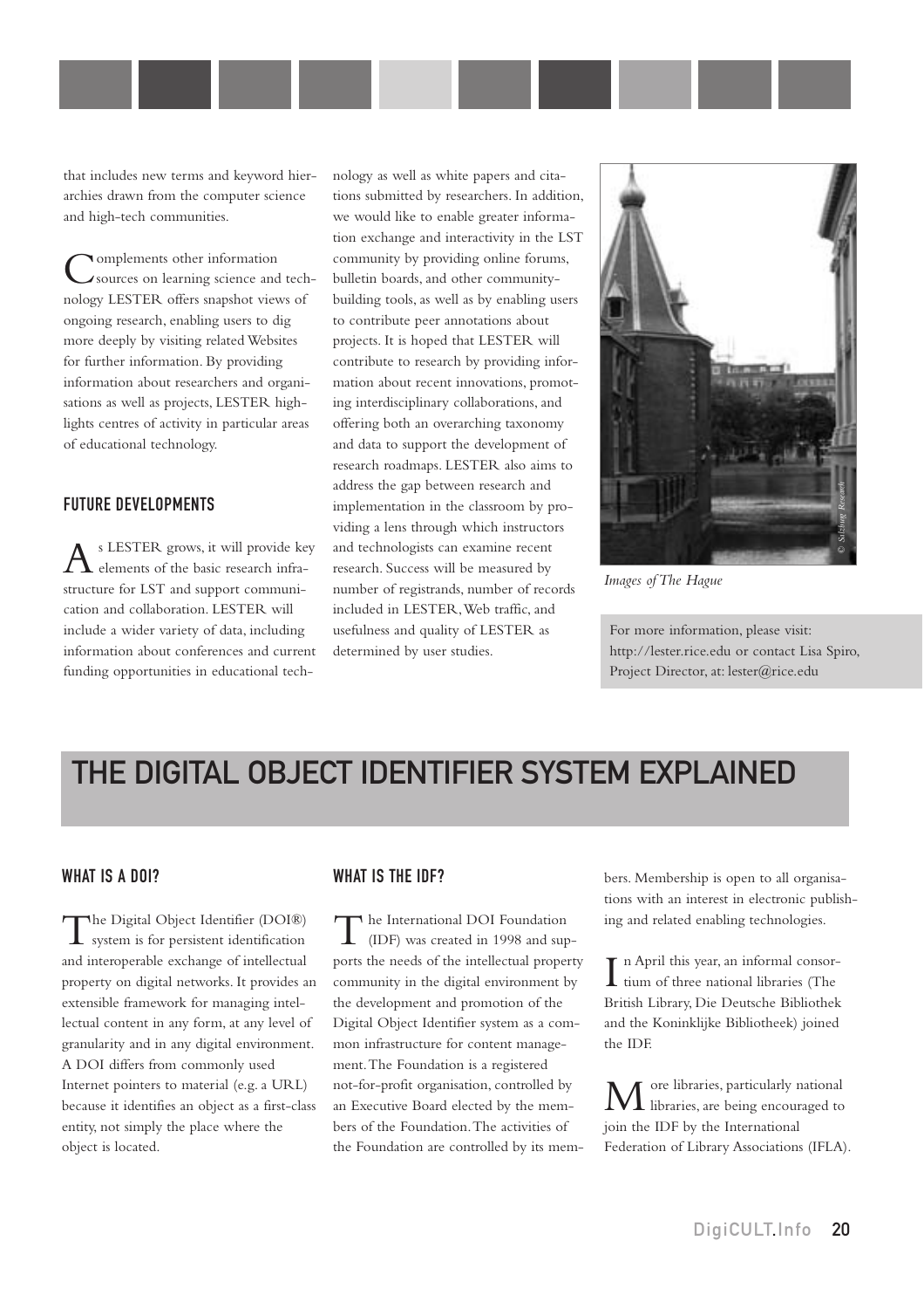that includes new terms and keyword hierarchies drawn from the computer science and high-tech communities.

Complements other information sources on learning science and technology LESTER offers snapshot views of ongoing research, enabling users to dig more deeply by visiting related Websites for further information. By providing information about researchers and organisations as well as projects, LESTER highlights centres of activity in particular areas of educational technology.

### FUTURE DEVELOPMENTS

As LESTER grows, it will provide key elements of the basic research infrastructure for LST and support communication and collaboration. LESTER will include a wider variety of data, including information about conferences and current funding opportunities in educational technology as well as white papers and citations submitted by researchers. In addition, we would like to enable greater information exchange and interactivity in the LST community by providing online forums, bulletin boards, and other community-building tools, as well as by enabling users to contribute peer annotations about projects. It is hoped that LESTER will contribute to research by providing information about recent innovations, promoting interdisciplinary collaborations, and offering both an overarching taxonomy and data to support the development of research roadmaps. LESTER also aims to address the gap between research and implementation in the classroom by providing a lens through which instructors and technologists can examine recent research. Success will be measured by number of registrands, number of records included in LESTER, Web traffic, and usefulness and quality of LESTER as determined by user studies.

© Salzburg Research

*Images of The Hague*

For more information, please visit: http://lester.rice.edu or contact Lisa Spiro, Project Director, at: lester@rice.edu

# THE DIGITAL OBJECT IDENTIFIER SYSTEM EXPLAINED

### WHAT IS A DOI?

The Digital Object Identifier (DOI®) system is for persistent identification and interoperable exchange of intellectual property on digital networks. It provides an extensible framework for managing intellectual content in any form, at any level of granularity and in any digital environment. A DOI differs from commonly used Internet pointers to material (e.g. a URL) because it identifies an object as a first-class entity, not simply the place where the object is located.

### WHAT IS THE IDF?

The International DOI Foundation (IDF) was created in 1998 and supports the needs of the intellectual property community in the digital environment by the development and promotion of the Digital Object Identifier system as a common infrastructure for content management. The Foundation is a registered not-for-profit organisation, controlled by an Executive Board elected by the members of the Foundation. The activities of the Foundation are controlled by its members. Membership is open to all organisations with an interest in electronic publishing and related enabling technologies.

In April this year, an informal consortium of three national libraries (The British Library, Die Deutsche Bibliothek and the Koninklijke Bibliotheek) joined the IDF.

More libraries, particularly national libraries, are being encouraged to join the IDF by the International Federation of Library Associations (IFLA).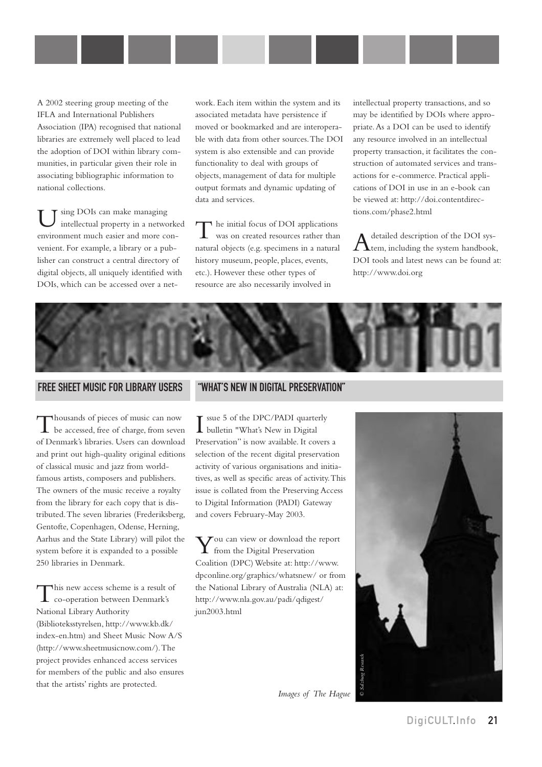A 2002 steering group meeting of the IFLA and International Publishers Association (IPA) recognised that national libraries are extremely well placed to lead the adoption of DOI within library communities, in particular given their role in associating bibliographic information to national collections.

Using DOIs can make managing intellectual property in a networked environment much easier and more convenient. For example, a library or a publisher can construct a central directory of digital objects, all uniquely identified with DOIs, which can be accessed over a network. Each item within the system and its associated metadata have persistence if moved or bookmarked and are interoperable with data from other sources. The DOI system is also extensible and can provide functionality to deal with groups of objects, management of data for multiple output formats and dynamic updating of data and services.

The initial focus of DOI applications was on created resources rather than natural objects (e.g. specimens in a natural history museum, people, places, events, etc.). However these other types of resource are also necessarily involved in intellectual property transactions, and so may be identified by DOIs where appropriate. As a DOI can be used to identify any resource involved in an intellectual property transaction, it facilitates the construction of automated services and transactions for e-commerce. Practical applications of DOI in use in an e-book can be viewed at: http://doi.contentdirections.com/phase2.html

A detailed description of the DOI system, including the system handbook, DOI tools and latest news can be found at: http://www.doi.org

## FREE SHEET MUSIC FOR LIBRARY USERS

Thousands of pieces of music can now be accessed, free of charge, from seven of Denmark's libraries. Users can download and print out high-quality original editions of classical music and jazz from world-famous artists, composers and publishers. The owners of the music receive a royalty from the library for each copy that is distributed. The seven libraries (Frederiksberg, Gentofte, Copenhagen, Odense, Herning, Aarhus and the State Library) will pilot the system before it is expanded to a possible 250 libraries in Denmark.

This new access scheme is a result of co-operation between Denmark's National Library Authority (Biblioteksstyrelsen, http://www.kb.dk/index-en.htm) and Sheet Music Now A/S (http://www.sheetmusicnow.com/). The project provides enhanced access services for members of the public and also ensures that the artists' rights are protected.

## "WHAT'S NEW IN DIGITAL PRESERVATION"

Issue 5 of the DPC/PADI quarterly bulletin "What's New in Digital Preservation" is now available. It covers a selection of the recent digital preservation activity of various organisations and initiatives, as well as specific areas of activity. This issue is collated from the Preserving Access to Digital Information (PADI) Gateway and covers February-May 2003.

You can view or download the report from the Digital Preservation Coalition (DPC) Website at: http://www.dpconline.org/graphics/whatsnew/ or from the National Library of Australia (NLA) at: http://www.nla.gov.au/padi/qdigest/jun2003.html

*Images of The Hague*

*© Salzburg Research*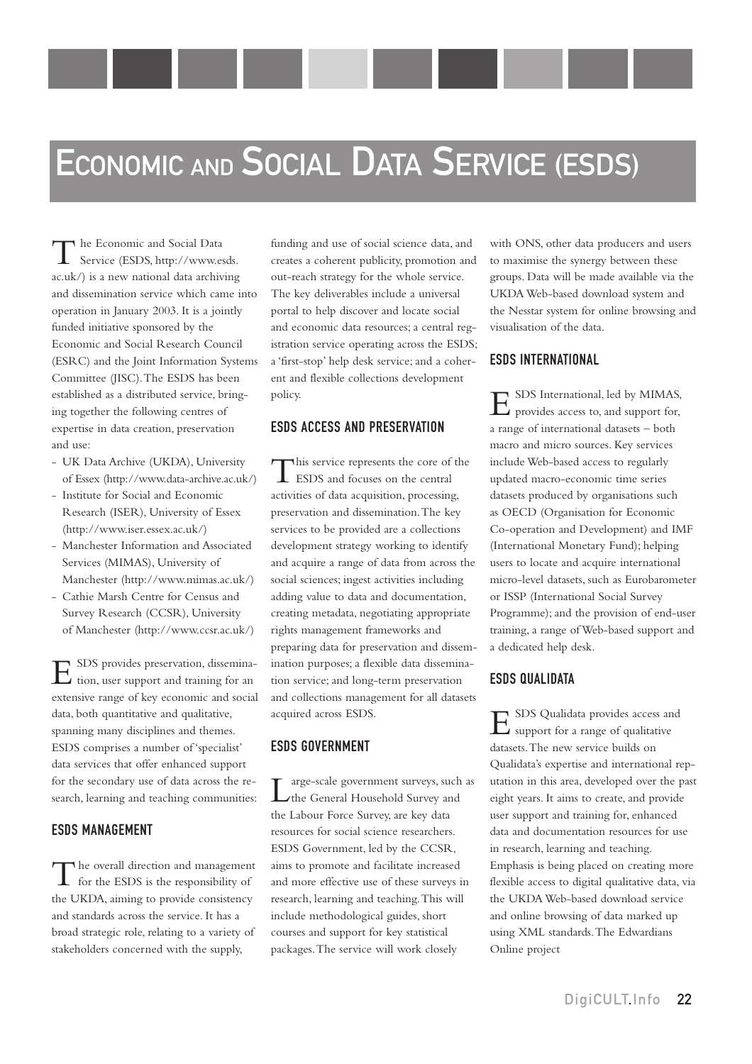# Economic and Social Data Service (ESDS)

The Economic and Social Data Service (ESDS, http://www.esds.ac.uk/) is a new national data archiving and dissemination service which came into operation in January 2003. It is a jointly funded initiative sponsored by the Economic and Social Research Council (ESRC) and the Joint Information Systems Committee (JISC). The ESDS has been established as a distributed service, bringing together the following centres of expertise in data creation, preservation and use:

- UK Data Archive (UKDA), University of Essex (http://www.data-archive.ac.uk/)
- Institute for Social and Economic Research (ISER), University of Essex (http://www.iser.essex.ac.uk/)
- Manchester Information and Associated Services (MIMAS), University of Manchester (http://www.mimas.ac.uk/)
- Cathie Marsh Centre for Census and Survey Research (CCSR), University of Manchester (http://www.ccsr.ac.uk/)

ESDS provides preservation, dissemination, user support and training for an extensive range of key economic and social data, both quantitative and qualitative, spanning many disciplines and themes. ESDS comprises a number of 'specialist' data services that offer enhanced support for the secondary use of data across the research, learning and teaching communities:

## ESDS Management

The overall direction and management for the ESDS is the responsibility of the UKDA, aiming to provide consistency and standards across the service. It has a broad strategic role, relating to a variety of stakeholders concerned with the supply, funding and use of social science data, and creates a coherent publicity, promotion and out-reach strategy for the whole service. The key deliverables include a universal portal to help discover and locate social and economic data resources; a central registration service operating across the ESDS; a 'first-stop' help desk service; and a coherent and flexible collections development policy.

## ESDS Access and Preservation

This service represents the core of the ESDS and focuses on the central activities of data acquisition, processing, preservation and dissemination. The key services to be provided are a collections development strategy working to identify and acquire a range of data from across the social sciences; ingest activities including adding value to data and documentation, creating metadata, negotiating appropriate rights management frameworks and preparing data for preservation and dissemination purposes; a flexible data dissemination service; and long-term preservation and collections management for all datasets acquired across ESDS.

## ESDS Government

Large-scale government surveys, such as the General Household Survey and the Labour Force Survey, are key data resources for social science researchers. ESDS Government, led by the CCSR, aims to promote and facilitate increased and more effective use of these surveys in research, learning and teaching. This will include methodological guides, short courses and support for key statistical packages. The service will work closely with ONS, other data producers and users to maximise the synergy between these groups. Data will be made available via the UKDA Web-based download system and the Nesstar system for online browsing and visualisation of the data.

## ESDS International

ESDS International, led by MIMAS, provides access to, and support for, a range of international datasets – both macro and micro sources. Key services include Web-based access to regularly updated macro-economic time series datasets produced by organisations such as OECD (Organisation for Economic Co-operation and Development) and IMF (International Monetary Fund); helping users to locate and acquire international micro-level datasets, such as Eurobarometer or ISSP (International Social Survey Programme); and the provision of end-user training, a range of Web-based support and a dedicated help desk.

## ESDS Qualidata

ESDS Qualidata provides access and support for a range of qualitative datasets. The new service builds on Qualidata's expertise and international reputation in this area, developed over the past eight years. It aims to create, and provide user support and training for, enhanced data and documentation resources for use in research, learning and teaching. Emphasis is being placed on creating more flexible access to digital qualitative data, via the UKDA Web-based download service and online browsing of data marked up using XML standards. The Edwardians Online project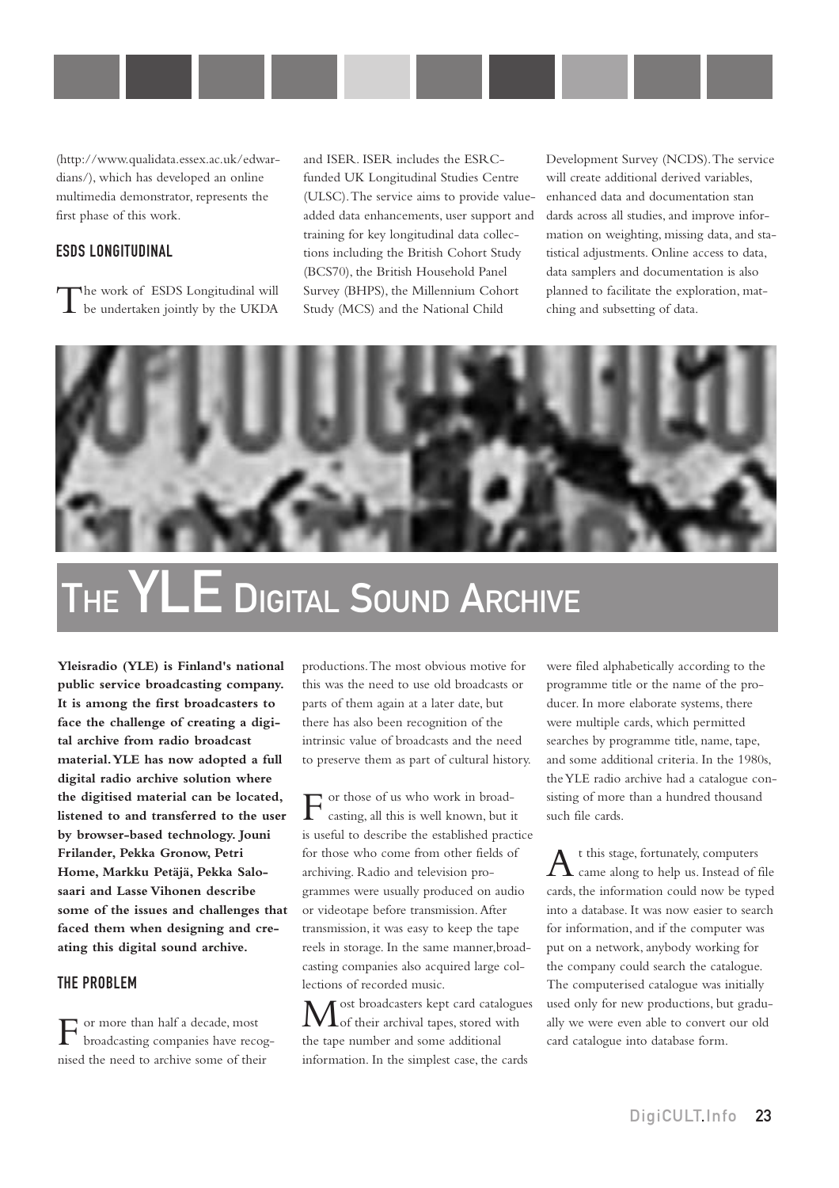(http://www.qualidata.essex.ac.uk/edwardians/), which has developed an online multimedia demonstrator, represents the first phase of this work.

### ESDS LONGITUDINAL

The work of ESDS Longitudinal will be undertaken jointly by the UKDA and ISER. ISER includes the ESRC-funded UK Longitudinal Studies Centre (ULSC). The service aims to provide value-added data enhancements, user support and training for key longitudinal data collections including the British Cohort Study (BCS70), the British Household Panel Survey (BHPS), the Millennium Cohort Study (MCS) and the National Child Development Survey (NCDS). The service will create additional derived variables, enhanced data and documentation standards across all studies, and improve information on weighting, missing data, and statistical adjustments. Online access to data, data samplers and documentation is also planned to facilitate the exploration, matching and subsetting of data.

# THE YLE DIGITAL SOUND ARCHIVE

**Yleisradio (YLE) is Finland's national public service broadcasting company. It is among the first broadcasters to face the challenge of creating a digital archive from radio broadcast material. YLE has now adopted a full digital radio archive solution where the digitised material can be located, listened to and transferred to the user by browser-based technology. Jouni Frilander, Pekka Gronow, Petri Home, Markku Petäjä, Pekka Salosaari and Lasse Vihonen describe some of the issues and challenges that faced them when designing and creating this digital sound archive.**

### THE PROBLEM

For more than half a decade, most broadcasting companies have recognised the need to archive some of their productions. The most obvious motive for this was the need to use old broadcasts or parts of them again at a later date, but there has also been recognition of the intrinsic value of broadcasts and the need to preserve them as part of cultural history.

For those of us who work in broadcasting, all this is well known, but it is useful to describe the established practice for those who come from other fields of archiving. Radio and television programmes were usually produced on audio or videotape before transmission. After transmission, it was easy to keep the tape reels in storage. In the same manner, broadcasting companies also acquired large collections of recorded music.

Most broadcasters kept card catalogues of their archival tapes, stored with the tape number and some additional information. In the simplest case, the cards were filed alphabetically according to the programme title or the name of the producer. In more elaborate systems, there were multiple cards, which permitted searches by programme title, name, tape, and some additional criteria. In the 1980s, the YLE radio archive had a catalogue consisting of more than a hundred thousand such file cards.

At this stage, fortunately, computers came along to help us. Instead of file cards, the information could now be typed into a database. It was now easier to search for information, and if the computer was put on a network, anybody working for the company could search the catalogue. The computerised catalogue was initially used only for new productions, but gradually we were even able to convert our old card catalogue into database form.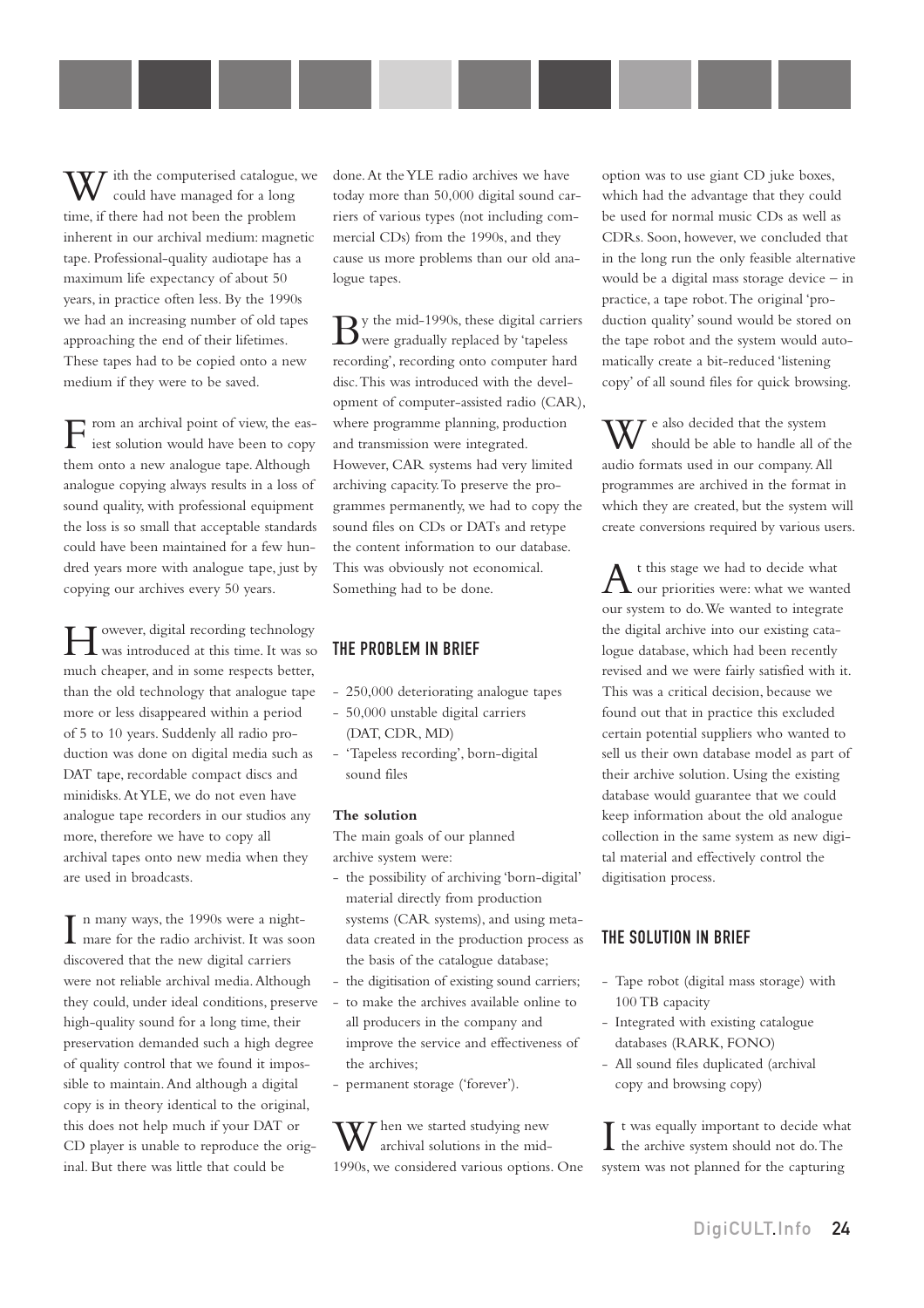With the computerised catalogue, we could have managed for a long time, if there had not been the problem inherent in our archival medium: magnetic tape. Professional-quality audiotape has a maximum life expectancy of about 50 years, in practice often less. By the 1990s we had an increasing number of old tapes approaching the end of their lifetimes. These tapes had to be copied onto a new medium if they were to be saved.

From an archival point of view, the easiest solution would have been to copy them onto a new analogue tape. Although analogue copying always results in a loss of sound quality, with professional equipment the loss is so small that acceptable standards could have been maintained for a few hundred years more with analogue tape, just by copying our archives every 50 years.

However, digital recording technology was introduced at this time. It was so much cheaper, and in some respects better, than the old technology that analogue tape more or less disappeared within a period of 5 to 10 years. Suddenly all radio production was done on digital media such as DAT tape, recordable compact discs and minidisks. At YLE, we do not even have analogue tape recorders in our studios any more, therefore we have to copy all archival tapes onto new media when they are used in broadcasts.

In many ways, the 1990s were a nightmare for the radio archivist. It was soon discovered that the new digital carriers were not reliable archival media. Although they could, under ideal conditions, preserve high-quality sound for a long time, their preservation demanded such a high degree of quality control that we found it impossible to maintain. And although a digital copy is in theory identical to the original, this does not help much if your DAT or CD player is unable to reproduce the original. But there was little that could be done. At the YLE radio archives we have today more than 50,000 digital sound carriers of various types (not including commercial CDs) from the 1990s, and they cause us more problems than our old analogue tapes.

By the mid-1990s, these digital carriers were gradually replaced by 'tapeless recording', recording onto computer hard disc. This was introduced with the development of computer-assisted radio (CAR), where programme planning, production and transmission were integrated. However, CAR systems had very limited archiving capacity. To preserve the programmes permanently, we had to copy the sound files on CDs or DATs and retype the content information to our database. This was obviously not economical. Something had to be done.

## THE PROBLEM IN BRIEF

- 250,000 deteriorating analogue tapes
- 50,000 unstable digital carriers (DAT, CDR, MD)
- 'Tapeless recording', born-digital sound files

**The solution**

The main goals of our planned archive system were:

- the possibility of archiving 'born-digital' material directly from production systems (CAR systems), and using metadata created in the production process as the basis of the catalogue database;
- the digitisation of existing sound carriers;
- to make the archives available online to all producers in the company and improve the service and effectiveness of the archives;
- permanent storage ('forever').

When we started studying new archival solutions in the mid-1990s, we considered various options. One option was to use giant CD juke boxes, which had the advantage that they could be used for normal music CDs as well as CDRs. Soon, however, we concluded that in the long run the only feasible alternative would be a digital mass storage device – in practice, a tape robot. The original 'production quality' sound would be stored on the tape robot and the system would automatically create a bit-reduced 'listening copy' of all sound files for quick browsing.

We also decided that the system should be able to handle all of the audio formats used in our company. All programmes are archived in the format in which they are created, but the system will create conversions required by various users.

At this stage we had to decide what our priorities were: what we wanted our system to do. We wanted to integrate the digital archive into our existing catalogue database, which had been recently revised and we were fairly satisfied with it. This was a critical decision, because we found out that in practice this excluded certain potential suppliers who wanted to sell us their own database model as part of their archive solution. Using the existing database would guarantee that we could keep information about the old analogue collection in the same system as new digital material and effectively control the digitisation process.

## THE SOLUTION IN BRIEF

- Tape robot (digital mass storage) with 100 TB capacity
- Integrated with existing catalogue databases (RARK, FONO)
- All sound files duplicated (archival copy and browsing copy)

It was equally important to decide what the archive system should not do. The system was not planned for the capturing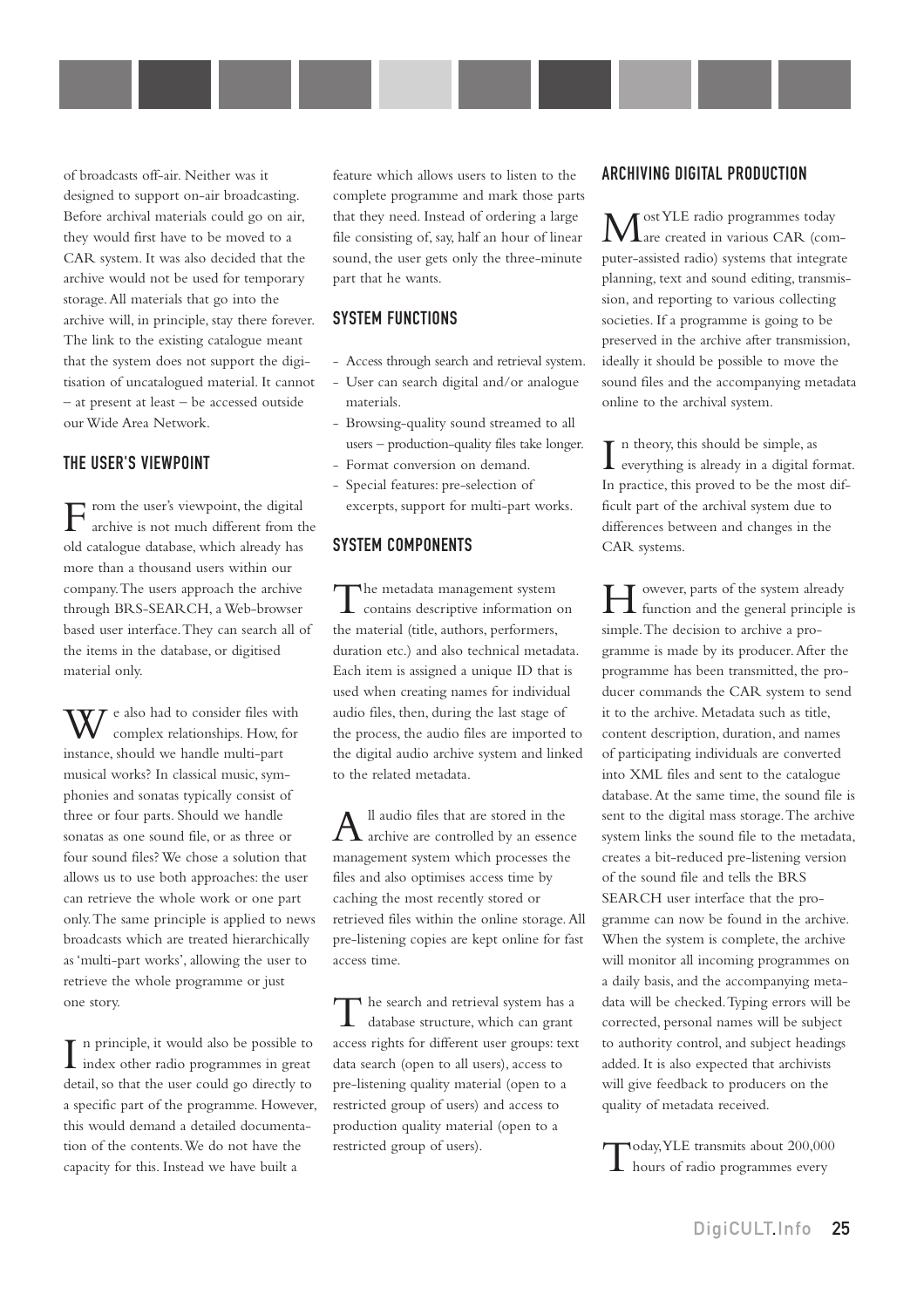of broadcasts off-air. Neither was it designed to support on-air broadcasting. Before archival materials could go on air, they would first have to be moved to a CAR system. It was also decided that the archive would not be used for temporary storage. All materials that go into the archive will, in principle, stay there forever. The link to the existing catalogue meant that the system does not support the digitisation of uncatalogued material. It cannot – at present at least – be accessed outside our Wide Area Network.

## THE USER'S VIEWPOINT

From the user's viewpoint, the digital archive is not much different from the old catalogue database, which already has more than a thousand users within our company. The users approach the archive through BRS-SEARCH, a Web-browser based user interface. They can search all of the items in the database, or digitised material only.

We also had to consider files with complex relationships. How, for instance, should we handle multi-part musical works? In classical music, symphonies and sonatas typically consist of three or four parts. Should we handle sonatas as one sound file, or as three or four sound files? We chose a solution that allows us to use both approaches: the user can retrieve the whole work or one part only. The same principle is applied to news broadcasts which are treated hierarchically as 'multi-part works', allowing the user to retrieve the whole programme or just one story.

In principle, it would also be possible to index other radio programmes in great detail, so that the user could go directly to a specific part of the programme. However, this would demand a detailed documentation of the contents. We do not have the capacity for this. Instead we have built a feature which allows users to listen to the complete programme and mark those parts that they need. Instead of ordering a large file consisting of, say, half an hour of linear sound, the user gets only the three-minute part that he wants.

## SYSTEM FUNCTIONS

- Access through search and retrieval system.
- User can search digital and/or analogue materials.
- Browsing-quality sound streamed to all users – production-quality files take longer.
- Format conversion on demand.
- Special features: pre-selection of excerpts, support for multi-part works.

## SYSTEM COMPONENTS

The metadata management system contains descriptive information on the material (title, authors, performers, duration etc.) and also technical metadata. Each item is assigned a unique ID that is used when creating names for individual audio files, then, during the last stage of the process, the audio files are imported to the digital audio archive system and linked to the related metadata.

All audio files that are stored in the archive are controlled by an essence management system which processes the files and also optimises access time by caching the most recently stored or retrieved files within the online storage. All pre-listening copies are kept online for fast access time.

The search and retrieval system has a database structure, which can grant access rights for different user groups: text data search (open to all users), access to pre-listening quality material (open to a restricted group of users) and access to production quality material (open to a restricted group of users).

## ARCHIVING DIGITAL PRODUCTION

Most YLE radio programmes today are created in various CAR (computer-assisted radio) systems that integrate planning, text and sound editing, transmission, and reporting to various collecting societies. If a programme is going to be preserved in the archive after transmission, ideally it should be possible to move the sound files and the accompanying metadata online to the archival system.

In theory, this should be simple, as everything is already in a digital format. In practice, this proved to be the most difficult part of the archival system due to differences between and changes in the CAR systems.

However, parts of the system already function and the general principle is simple. The decision to archive a programme is made by its producer. After the programme has been transmitted, the producer commands the CAR system to send it to the archive. Metadata such as title, content description, duration, and names of participating individuals are converted into XML files and sent to the catalogue database. At the same time, the sound file is sent to the digital mass storage. The archive system links the sound file to the metadata, creates a bit-reduced pre-listening version of the sound file and tells the BRS SEARCH user interface that the programme can now be found in the archive. When the system is complete, the archive will monitor all incoming programmes on a daily basis, and the accompanying metadata will be checked. Typing errors will be corrected, personal names will be subject to authority control, and subject headings added. It is also expected that archivists will give feedback to producers on the quality of metadata received.

Today, YLE transmits about 200,000 hours of radio programmes every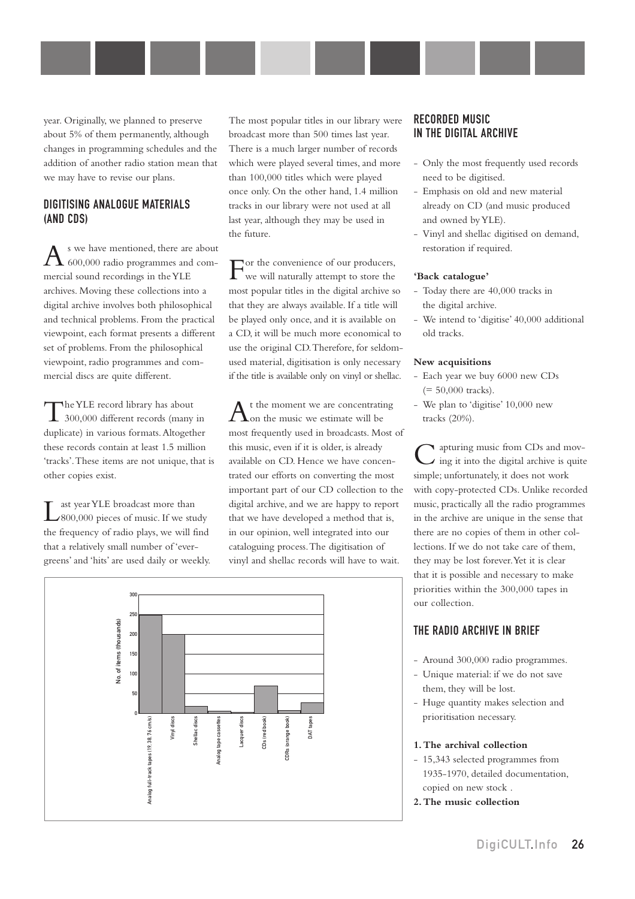year. Originally, we planned to preserve about 5% of them permanently, although changes in programming schedules and the addition of another radio station mean that we may have to revise our plans.

## DIGITISING ANALOGUE MATERIALS (AND CDS)

As we have mentioned, there are about 600,000 radio programmes and commercial sound recordings in the YLE archives. Moving these collections into a digital archive involves both philosophical and technical problems. From the practical viewpoint, each format presents a different set of problems. From the philosophical viewpoint, radio programmes and commercial discs are quite different.

The YLE record library has about 300,000 different records (many in duplicate) in various formats. Altogether these records contain at least 1.5 million 'tracks'. These items are not unique, that is other copies exist.

Last year YLE broadcast more than 800,000 pieces of music. If we study the frequency of radio plays, we will find that a relatively small number of 'evergreens' and 'hits' are used daily or weekly. The most popular titles in our library were broadcast more than 500 times last year. There is a much larger number of records which were played several times, and more than 100,000 titles which were played once only. On the other hand, 1.4 million tracks in our library were not used at all last year, although they may be used in the future.

For the convenience of our producers, we will naturally attempt to store the most popular titles in the digital archive so that they are always available. If a title will be played only once, and it is available on a CD, it will be much more economical to use the original CD. Therefore, for seldom-used material, digitisation is only necessary if the title is available only on vinyl or shellac.

At the moment we are concentrating on the music we estimate will be most frequently used in broadcasts. Most of this music, even if it is older, is already available on CD. Hence we have concentrated our efforts on converting the most important part of our CD collection to the digital archive, and we are happy to report that we have developed a method that is, in our opinion, well integrated into our cataloguing process. The digitisation of vinyl and shellac records will have to wait.

## RECORDED MUSIC IN THE DIGITAL ARCHIVE

- Only the most frequently used records need to be digitised.
- Emphasis on old and new material already on CD (and music produced and owned by YLE).
- Vinyl and shellac digitised on demand, restoration if required.

**'Back catalogue'**

- Today there are 40,000 tracks in the digital archive.
- We intend to 'digitise' 40,000 additional old tracks.

**New acquisitions**

- Each year we buy 6000 new CDs (= 50,000 tracks).
- We plan to 'digitise' 10,000 new tracks (20%).

Capturing music from CDs and moving it into the digital archive is quite simple; unfortunately, it does not work with copy-protected CDs. Unlike recorded music, practically all the radio programmes in the archive are unique in the sense that there are no copies of them in other collections. If we do not take care of them, they may be lost forever. Yet it is clear that it is possible and necessary to make priorities within the 300,000 tapes in our collection.

## THE RADIO ARCHIVE IN BRIEF

- Around 300,000 radio programmes.
- Unique material: if we do not save them, they will be lost.
- Huge quantity makes selection and prioritisation necessary.

**1. The archival collection**

- 15,343 selected programmes from 1935-1970, detailed documentation, copied on new stock .

**2. The music collection**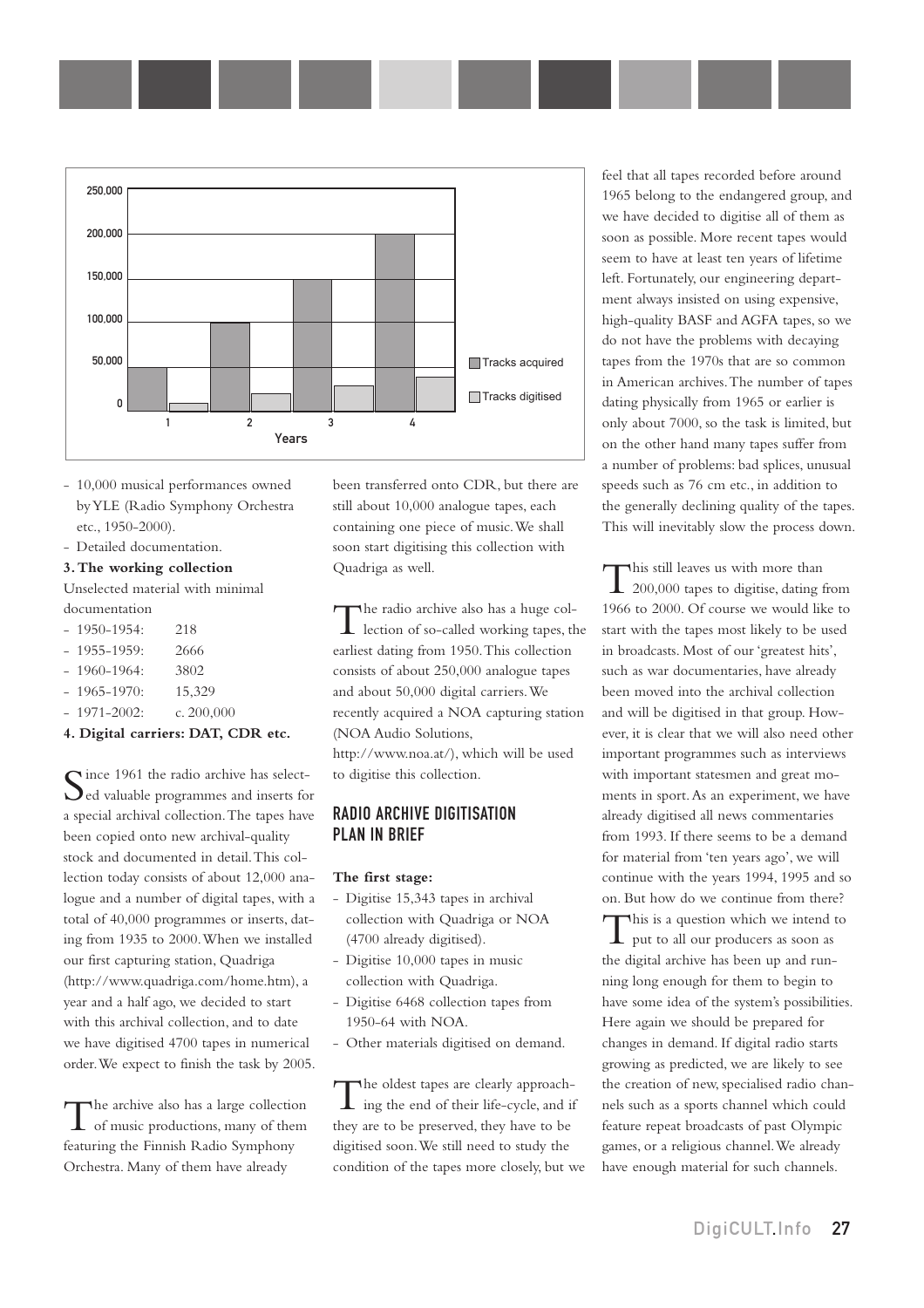- 10,000 musical performances owned by YLE (Radio Symphony Orchestra etc., 1950-2000).
- Detailed documentation.

**3. The working collection**

Unselected material with minimal documentation

- 1950-1954: 218
- 1955-1959: 2666
- 1960-1964: 3802
- 1965-1970: 15,329
- 1971-2002: c. 200,000

**4. Digital carriers: DAT, CDR etc.**

Since 1961 the radio archive has selected valuable programmes and inserts for a special archival collection. The tapes have been copied onto new archival-quality stock and documented in detail. This collection today consists of about 12,000 analogue and a number of digital tapes, with a total of 40,000 programmes or inserts, dating from 1935 to 2000. When we installed our first capturing station, Quadriga (http://www.quadriga.com/home.htm), a year and a half ago, we decided to start with this archival collection, and to date we have digitised 4700 tapes in numerical order. We expect to finish the task by 2005.

The archive also has a large collection of music productions, many of them featuring the Finnish Radio Symphony Orchestra. Many of them have already been transferred onto CDR, but there are still about 10,000 analogue tapes, each containing one piece of music. We shall soon start digitising this collection with Quadriga as well.

The radio archive also has a huge collection of so-called working tapes, the earliest dating from 1950. This collection consists of about 250,000 analogue tapes and about 50,000 digital carriers. We recently acquired a NOA capturing station (NOA Audio Solutions, http://www.noa.at/), which will be used to digitise this collection.

## RADIO ARCHIVE DIGITISATION PLAN IN BRIEF

**The first stage:**

- Digitise 15,343 tapes in archival collection with Quadriga or NOA (4700 already digitised).
- Digitise 10,000 tapes in music collection with Quadriga.
- Digitise 6468 collection tapes from 1950-64 with NOA.
- Other materials digitised on demand.

The oldest tapes are clearly approaching the end of their life-cycle, and if they are to be preserved, they have to be digitised soon. We still need to study the condition of the tapes more closely, but we feel that all tapes recorded before around 1965 belong to the endangered group, and we have decided to digitise all of them as soon as possible. More recent tapes would seem to have at least ten years of lifetime left. Fortunately, our engineering department always insisted on using expensive, high-quality BASF and AGFA tapes, so we do not have the problems with decaying tapes from the 1970s that are so common in American archives. The number of tapes dating physically from 1965 or earlier is only about 7000, so the task is limited, but on the other hand many tapes suffer from a number of problems: bad splices, unusual speeds such as 76 cm etc., in addition to the generally declining quality of the tapes. This will inevitably slow the process down.

This still leaves us with more than 200,000 tapes to digitise, dating from 1966 to 2000. Of course we would like to start with the tapes most likely to be used in broadcasts. Most of our 'greatest hits', such as war documentaries, have already been moved into the archival collection and will be digitised in that group. However, it is clear that we will also need other important programmes such as interviews with important statesmen and great moments in sport. As an experiment, we have already digitised all news commentaries from 1993. If there seems to be a demand for material from 'ten years ago', we will continue with the years 1994, 1995 and so on. But how do we continue from there?

This is a question which we intend to put to all our producers as soon as the digital archive has been up and running long enough for them to begin to have some idea of the system's possibilities. Here again we should be prepared for changes in demand. If digital radio starts growing as predicted, we are likely to see the creation of new, specialised radio channels such as a sports channel which could feature repeat broadcasts of past Olympic games, or a religious channel. We already have enough material for such channels.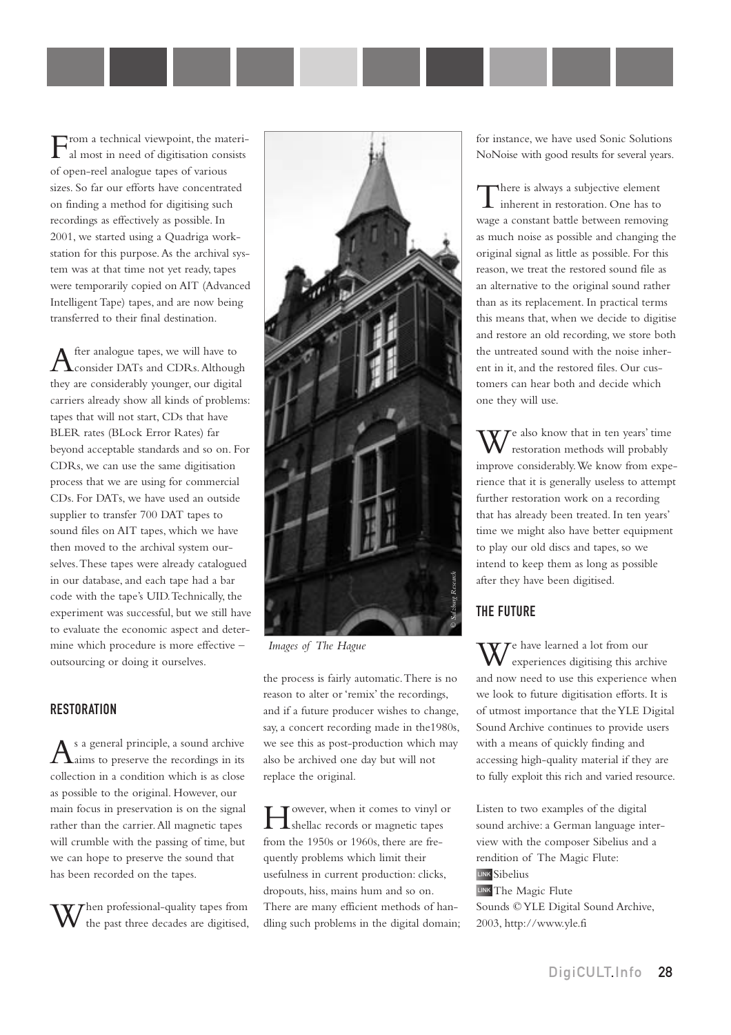From a technical viewpoint, the material most in need of digitisation consists of open-reel analogue tapes of various sizes. So far our efforts have concentrated on finding a method for digitising such recordings as effectively as possible. In 2001, we started using a Quadriga workstation for this purpose. As the archival system was at that time not yet ready, tapes were temporarily copied on AIT (Advanced Intelligent Tape) tapes, and are now being transferred to their final destination.

After analogue tapes, we will have to consider DATs and CDRs. Although they are considerably younger, our digital carriers already show all kinds of problems: tapes that will not start, CDs that have BLER rates (BLock Error Rates) far beyond acceptable standards and so on. For CDRs, we can use the same digitisation process that we are using for commercial CDs. For DATs, we have used an outside supplier to transfer 700 DAT tapes to sound files on AIT tapes, which we have then moved to the archival system ourselves. These tapes were already catalogued in our database, and each tape had a bar code with the tape's UID. Technically, the experiment was successful, but we still have to evaluate the economic aspect and determine which procedure is more effective – outsourcing or doing it ourselves.

## RESTORATION

As a general principle, a sound archive aims to preserve the recordings in its collection in a condition which is as close as possible to the original. However, our main focus in preservation is on the signal rather than the carrier. All magnetic tapes will crumble with the passing of time, but we can hope to preserve the sound that has been recorded on the tapes.

When professional-quality tapes from the past three decades are digitised, the process is fairly automatic. There is no reason to alter or 'remix' the recordings, and if a future producer wishes to change, say, a concert recording made in the1980s, we see this as post-production which may also be archived one day but will not replace the original.

*Images of The Hague*

© Salzburg Research

However, when it comes to vinyl or shellac records or magnetic tapes from the 1950s or 1960s, there are frequently problems which limit their usefulness in current production: clicks, dropouts, hiss, mains hum and so on. There are many efficient methods of handling such problems in the digital domain; for instance, we have used Sonic Solutions NoNoise with good results for several years.

There is always a subjective element inherent in restoration. One has to wage a constant battle between removing as much noise as possible and changing the original signal as little as possible. For this reason, we treat the restored sound file as an alternative to the original sound rather than as its replacement. In practical terms this means that, when we decide to digitise and restore an old recording, we store both the untreated sound with the noise inherent in it, and the restored files. Our customers can hear both and decide which one they will use.

We also know that in ten years' time restoration methods will probably improve considerably. We know from experience that it is generally useless to attempt further restoration work on a recording that has already been treated. In ten years' time we might also have better equipment to play our old discs and tapes, so we intend to keep them as long as possible after they have been digitised.

## THE FUTURE

We have learned a lot from our experiences digitising this archive and now need to use this experience when we look to future digitisation efforts. It is of utmost importance that the YLE Digital Sound Archive continues to provide users with a means of quickly finding and accessing high-quality material if they are to fully exploit this rich and varied resource.

Listen to two examples of the digital sound archive: a German language interview with the composer Sibelius and a rendition of The Magic Flute:

LINK Sibelius

LINK The Magic Flute

Sounds © YLE Digital Sound Archive, 2003, http://www.yle.fi